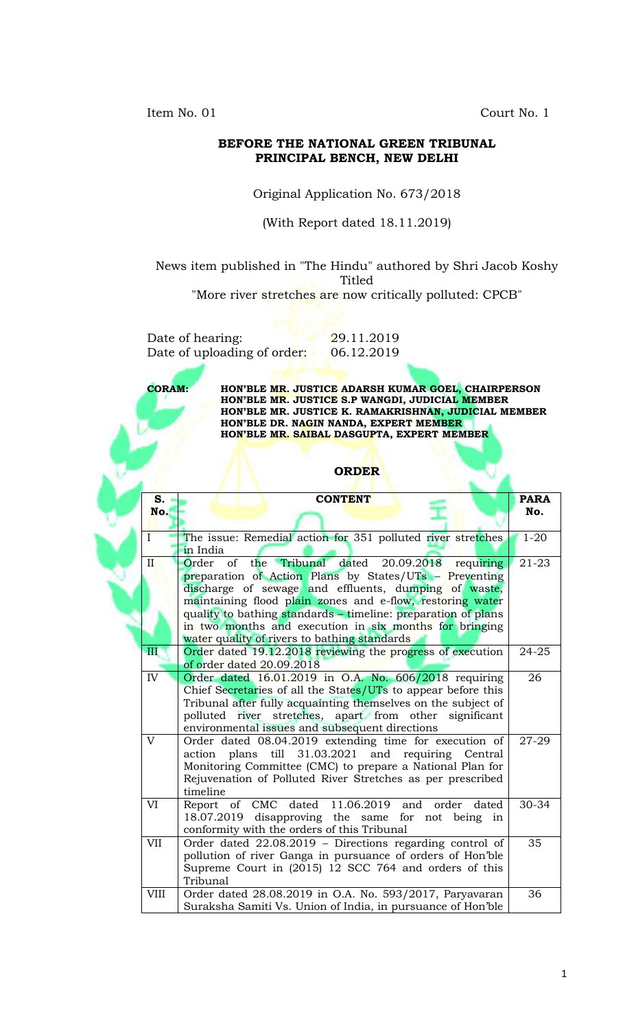Item No. 01 Court No. 1

**BEFORE THE NATIONAL GREEN TRIBUNAL**
**PRINCIPAL BENCH, NEW DELHI**

Original Application No. 673/2018

(With Report dated 18.11.2019)

News item published in "The Hindu" authored by Shri Jacob Koshy Titled "More river stretches are now critically polluted: CPCB"

Date of hearing: 29.11.2019
Date of uploading of order: 06.12.2019

**CORAM:** **HON'BLE MR. JUSTICE ADARSH KUMAR GOEL, CHAIRPERSON**
**HON'BLE MR. JUSTICE S.P WANGDI, JUDICIAL MEMBER**
**HON'BLE MR. JUSTICE K. RAMAKRISHNAN, JUDICIAL MEMBER**
**HON'BLE DR. NAGIN NANDA, EXPERT MEMBER**
**HON'BLE MR. SAIBAL DASGUPTA, EXPERT MEMBER**

## ORDER

| S. No. | CONTENT | PARA No. |
|---|---|---|
| I | The issue: Remedial action for 351 polluted river stretches in India | 1-20 |
| II | Order of the Tribunal dated 20.09.2018 requiring preparation of Action Plans by States/UTs – Preventing discharge of sewage and effluents, dumping of waste, maintaining flood plain zones and e-flow, restoring water quality to bathing standards – timeline: preparation of plans in two months and execution in six months for bringing water quality of rivers to bathing standards | 21-23 |
| III | Order dated 19.12.2018 reviewing the progress of execution of order dated 20.09.2018 | 24-25 |
| IV | Order dated 16.01.2019 in O.A. No. 606/2018 requiring Chief Secretaries of all the States/UTs to appear before this Tribunal after fully acquainting themselves on the subject of polluted river stretches, apart from other significant environmental issues and subsequent directions | 26 |
| V | Order dated 08.04.2019 extending time for execution of action plans till 31.03.2021 and requiring Central Monitoring Committee (CMC) to prepare a National Plan for Rejuvenation of Polluted River Stretches as per prescribed timeline | 27-29 |
| VI | Report of CMC dated 11.06.2019 and order dated 18.07.2019 disapproving the same for not being in conformity with the orders of this Tribunal | 30-34 |
| VII | Order dated 22.08.2019 – Directions regarding control of pollution of river Ganga in pursuance of orders of Hon'ble Supreme Court in (2015) 12 SCC 764 and orders of this Tribunal | 35 |
| VIII | Order dated 28.08.2019 in O.A. No. 593/2017, Paryavaran Suraksha Samiti Vs. Union of India, in pursuance of Hon'ble | 36 |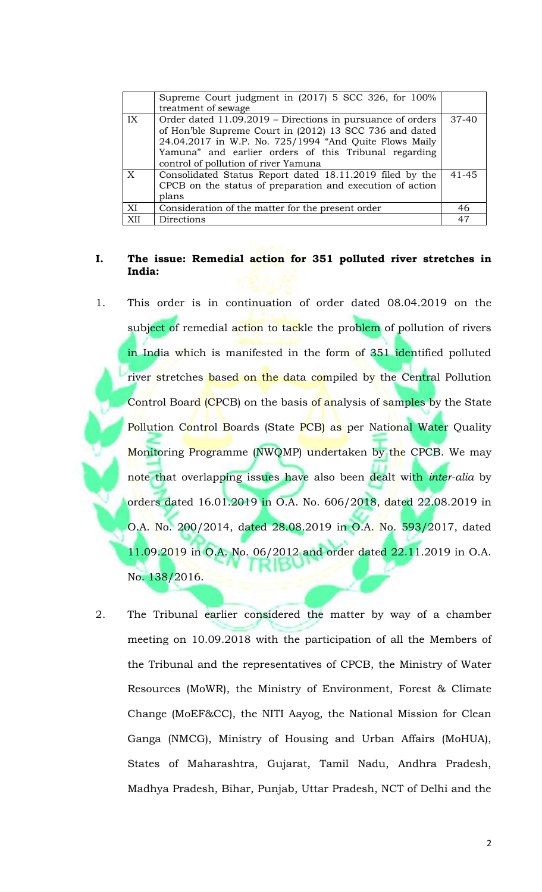| | | |
|---|---|---|
| | Supreme Court judgment in (2017) 5 SCC 326, for 100% treatment of sewage | |
| IX | Order dated 11.09.2019 – Directions in pursuance of orders of Hon'ble Supreme Court in (2012) 13 SCC 736 and dated 24.04.2017 in W.P. No. 725/1994 "And Quite Flows Maily Yamuna" and earlier orders of this Tribunal regarding control of pollution of river Yamuna | 37-40 |
| X | Consolidated Status Report dated 18.11.2019 filed by the CPCB on the status of preparation and execution of action plans | 41-45 |
| XI | Consideration of the matter for the present order | 46 |
| XII | Directions | 47 |

## I. The issue: Remedial action for 351 polluted river stretches in India:

1. This order is in continuation of order dated 08.04.2019 on the subject of remedial action to tackle the problem of pollution of rivers in India which is manifested in the form of 351 identified polluted river stretches based on the data compiled by the Central Pollution Control Board (CPCB) on the basis of analysis of samples by the State Pollution Control Boards (State PCB) as per National Water Quality Monitoring Programme (NWQMP) undertaken by the CPCB. We may note that overlapping issues have also been dealt with *inter-alia* by orders dated 16.01.2019 in O.A. No. 606/2018, dated 22.08.2019 in O.A. No. 200/2014, dated 28.08.2019 in O.A. No. 593/2017, dated 11.09.2019 in O.A. No. 06/2012 and order dated 22.11.2019 in O.A. No. 138/2016.

2. The Tribunal earlier considered the matter by way of a chamber meeting on 10.09.2018 with the participation of all the Members of the Tribunal and the representatives of CPCB, the Ministry of Water Resources (MoWR), the Ministry of Environment, Forest & Climate Change (MoEF&CC), the NITI Aayog, the National Mission for Clean Ganga (NMCG), Ministry of Housing and Urban Affairs (MoHUA), States of Maharashtra, Gujarat, Tamil Nadu, Andhra Pradesh, Madhya Pradesh, Bihar, Punjab, Uttar Pradesh, NCT of Delhi and the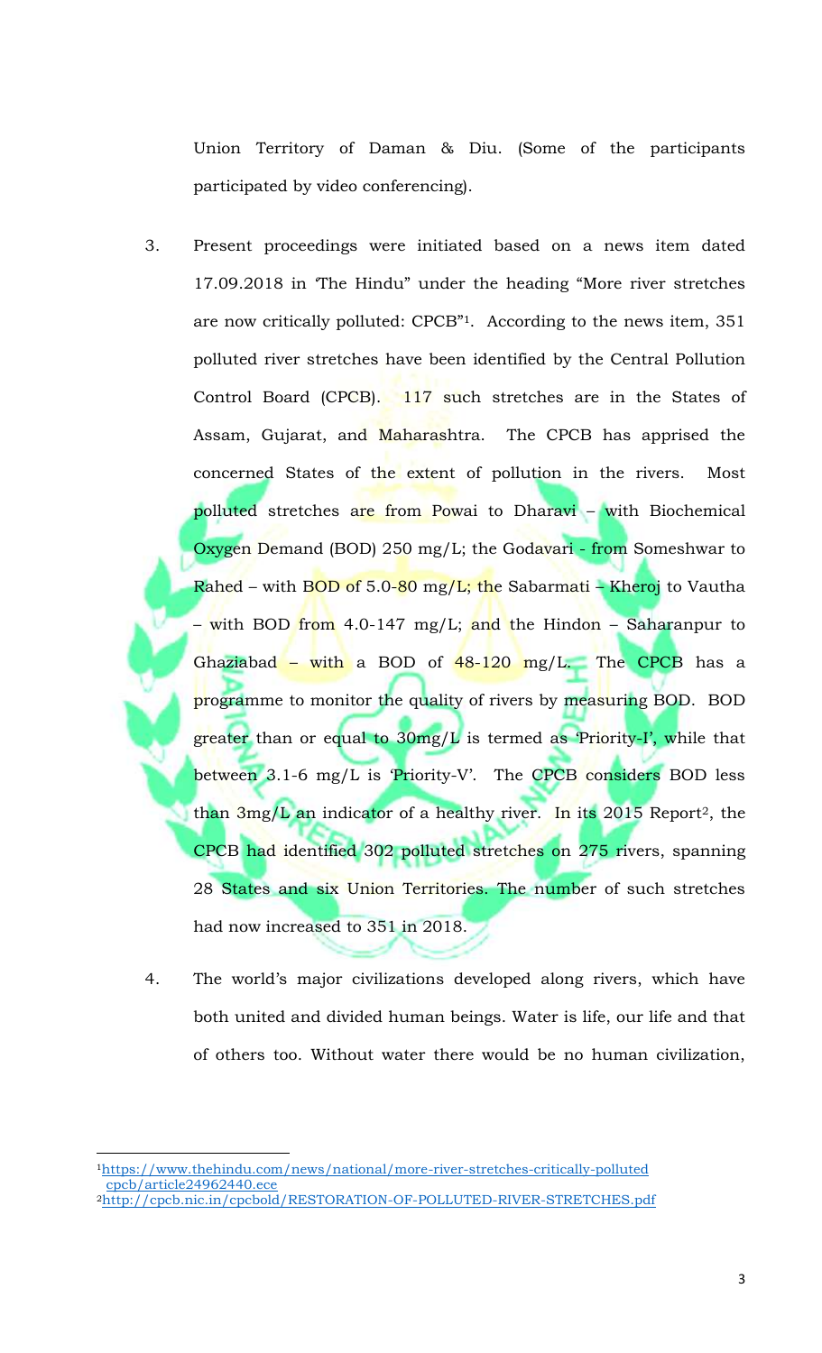Union Territory of Daman & Diu. (Some of the participants participated by video conferencing).

3. Present proceedings were initiated based on a news item dated 17.09.2018 in 'The Hindu" under the heading "More river stretches are now critically polluted: CPCB"[1]. According to the news item, 351 polluted river stretches have been identified by the Central Pollution Control Board (CPCB). 117 such stretches are in the States of Assam, Gujarat, and Maharashtra. The CPCB has apprised the concerned States of the extent of pollution in the rivers. Most polluted stretches are from Powai to Dharavi – with Biochemical Oxygen Demand (BOD) 250 mg/L; the Godavari - from Someshwar to Rahed – with BOD of 5.0-80 mg/L; the Sabarmati – Kheroj to Vautha – with BOD from 4.0-147 mg/L; and the Hindon – Saharanpur to Ghaziabad – with a BOD of 48-120 mg/L. The CPCB has a programme to monitor the quality of rivers by measuring BOD. BOD greater than or equal to 30mg/L is termed as 'Priority-I', while that between 3.1-6 mg/L is 'Priority-V'. The CPCB considers BOD less than 3mg/L an indicator of a healthy river. In its 2015 Report[2], the CPCB had identified 302 polluted stretches on 275 rivers, spanning 28 States and six Union Territories. The number of such stretches had now increased to 351 in 2018.

4. The world's major civilizations developed along rivers, which have both united and divided human beings. Water is life, our life and that of others too. Without water there would be no human civilization,

---

[1] https://www.thehindu.com/news/national/more-river-stretches-critically-polluted cpcb/article24962440.ece

[2] http://cpcb.nic.in/cpcbold/RESTORATION-OF-POLLUTED-RIVER-STRETCHES.pdf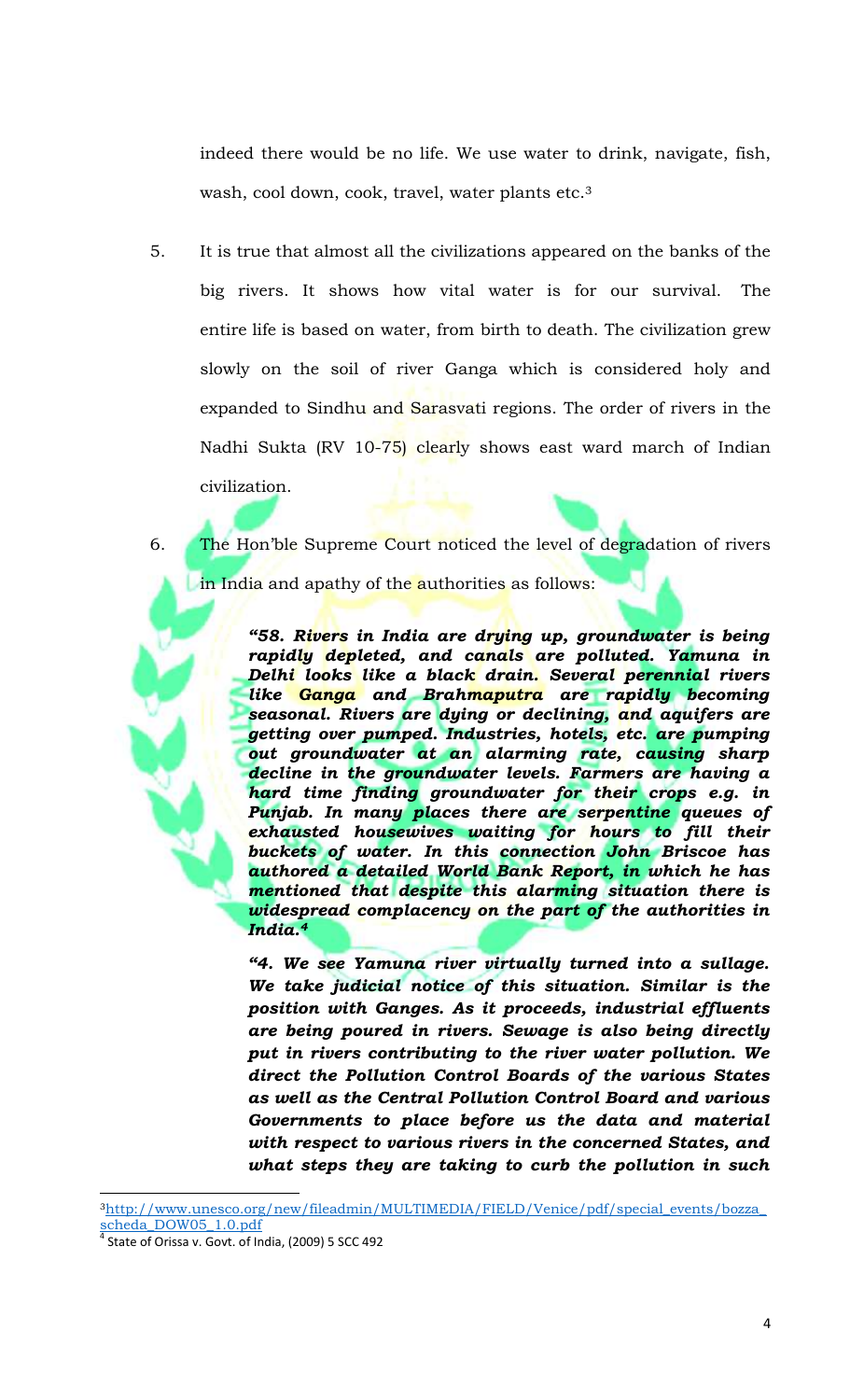indeed there would be no life. We use water to drink, navigate, fish, wash, cool down, cook, travel, water plants etc.[3]

5. It is true that almost all the civilizations appeared on the banks of the big rivers. It shows how vital water is for our survival. The entire life is based on water, from birth to death. The civilization grew slowly on the soil of river Ganga which is considered holy and expanded to Sindhu and Sarasvati regions. The order of rivers in the Nadhi Sukta (RV 10-75) clearly shows east ward march of Indian civilization.

6. The Hon'ble Supreme Court noticed the level of degradation of rivers in India and apathy of the authorities as follows:

> ***"58. Rivers in India are drying up, groundwater is being rapidly depleted, and canals are polluted. Yamuna in Delhi looks like a black drain. Several perennial rivers like Ganga and Brahmaputra are rapidly becoming seasonal. Rivers are dying or declining, and aquifers are getting over pumped. Industries, hotels, etc. are pumping out groundwater at an alarming rate, causing sharp decline in the groundwater levels. Farmers are having a hard time finding groundwater for their crops e.g. in Punjab. In many places there are serpentine queues of exhausted housewives waiting for hours to fill their buckets of water. In this connection John Briscoe has authored a detailed World Bank Report, in which he has mentioned that despite this alarming situation there is widespread complacency on the part of the authorities in India.[4]***
>
> ***"4. We see Yamuna river virtually turned into a sullage. We take judicial notice of this situation. Similar is the position with Ganges. As it proceeds, industrial effluents are being poured in rivers. Sewage is also being directly put in rivers contributing to the river water pollution. We direct the Pollution Control Boards of the various States as well as the Central Pollution Control Board and various Governments to place before us the data and material with respect to various rivers in the concerned States, and what steps they are taking to curb the pollution in such***

---

[3] http://www.unesco.org/new/fileadmin/MULTIMEDIA/FIELD/Venice/pdf/special_events/bozza_scheda_DOW05_1.0.pdf

[4] State of Orissa v. Govt. of India, (2009) 5 SCC 492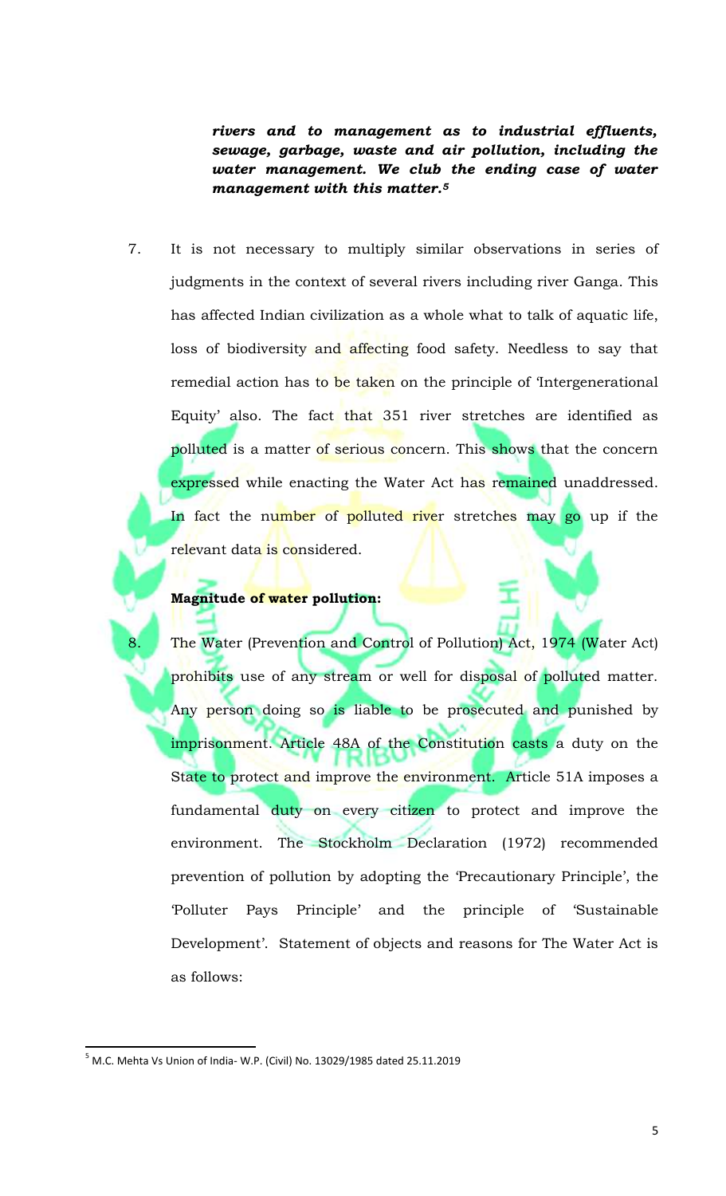***rivers and to management as to industrial effluents, sewage, garbage, waste and air pollution, including the water management. We club the ending case of water management with this matter.[5]***

7. It is not necessary to multiply similar observations in series of judgments in the context of several rivers including river Ganga. This has affected Indian civilization as a whole what to talk of aquatic life, loss of biodiversity and affecting food safety. Needless to say that remedial action has to be taken on the principle of 'Intergenerational Equity' also. The fact that 351 river stretches are identified as polluted is a matter of serious concern. This shows that the concern expressed while enacting the Water Act has remained unaddressed. In fact the number of polluted river stretches may go up if the relevant data is considered.

**Magnitude of water pollution:**

8. The Water (Prevention and Control of Pollution) Act, 1974 (Water Act) prohibits use of any stream or well for disposal of polluted matter. Any person doing so is liable to be prosecuted and punished by imprisonment. Article 48A of the Constitution casts a duty on the State to protect and improve the environment. Article 51A imposes a fundamental duty on every citizen to protect and improve the environment. The Stockholm Declaration (1972) recommended prevention of pollution by adopting the 'Precautionary Principle', the 'Polluter Pays Principle' and the principle of 'Sustainable Development'. Statement of objects and reasons for The Water Act is as follows:

---

[5] M.C. Mehta Vs Union of India- W.P. (Civil) No. 13029/1985 dated 25.11.2019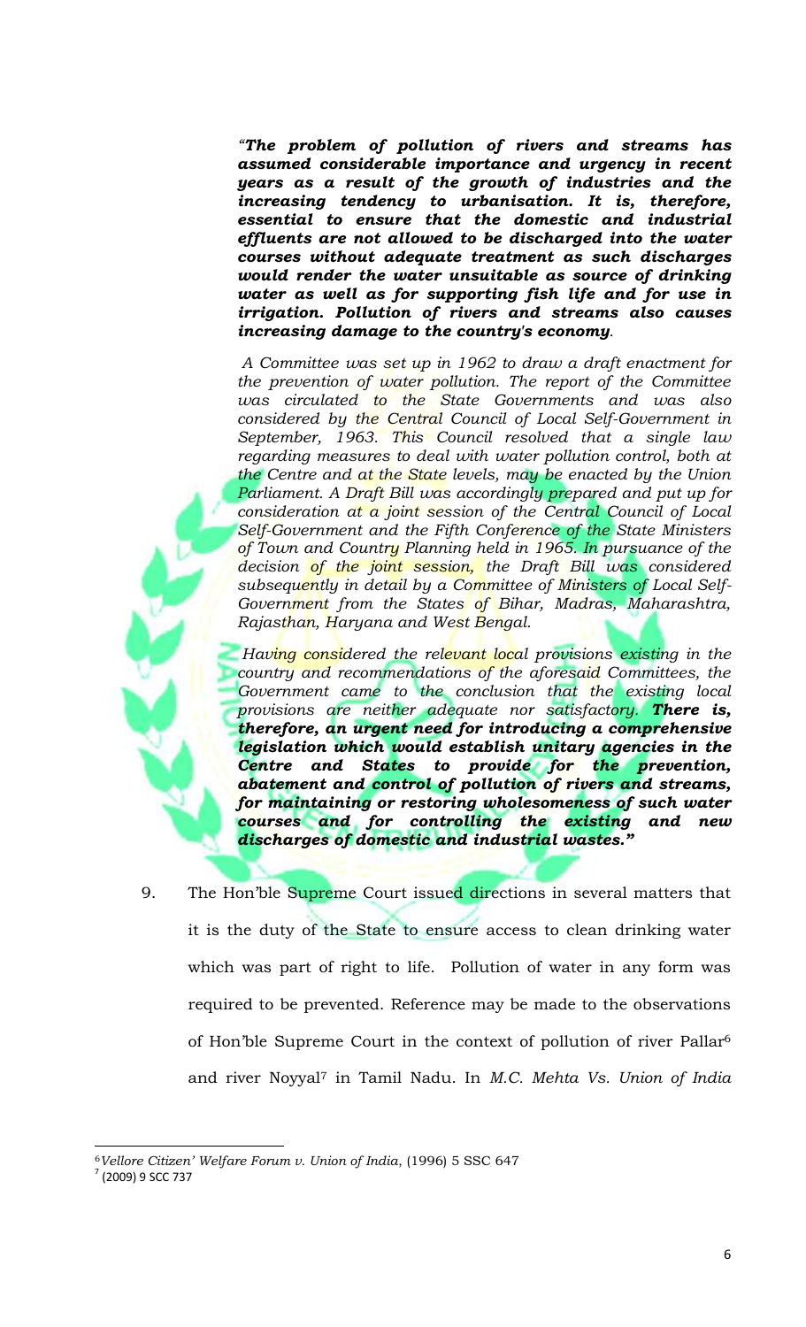*"**The problem of pollution of rivers and streams has assumed considerable importance and urgency in recent years as a result of the growth of industries and the increasing tendency to urbanisation. It is, therefore, essential to ensure that the domestic and industrial effluents are not allowed to be discharged into the water courses without adequate treatment as such discharges would render the water unsuitable as source of drinking water as well as for supporting fish life and for use in irrigation. Pollution of rivers and streams also causes increasing damage to the country's economy**.*

*A Committee was set up in 1962 to draw a draft enactment for the prevention of water pollution. The report of the Committee was circulated to the State Governments and was also considered by the Central Council of Local Self-Government in September, 1963. This Council resolved that a single law regarding measures to deal with water pollution control, both at the Centre and at the State levels, may be enacted by the Union Parliament. A Draft Bill was accordingly prepared and put up for consideration at a joint session of the Central Council of Local Self-Government and the Fifth Conference of the State Ministers of Town and Country Planning held in 1965. In pursuance of the decision of the joint session, the Draft Bill was considered subsequently in detail by a Committee of Ministers of Local Self-Government from the States of Bihar, Madras, Maharashtra, Rajasthan, Haryana and West Bengal.*

*Having considered the relevant local provisions existing in the country and recommendations of the aforesaid Committees, the Government came to the conclusion that the existing local provisions are neither adequate nor satisfactory. **There is, therefore, an urgent need for introducing a comprehensive legislation which would establish unitary agencies in the Centre and States to provide for the prevention, abatement and control of pollution of rivers and streams, for maintaining or restoring wholesomeness of such water courses and for controlling the existing and new discharges of domestic and industrial wastes."***

9. The Hon'ble Supreme Court issued directions in several matters that it is the duty of the State to ensure access to clean drinking water which was part of right to life. Pollution of water in any form was required to be prevented. Reference may be made to the observations of Hon'ble Supreme Court in the context of pollution of river Pallar[6] and river Noyyal[7] in Tamil Nadu. In *M.C. Mehta Vs. Union of India*

---

[6] *Vellore Citizen' Welfare Forum v. Union of India*, (1996) 5 SSC 647

[7] (2009) 9 SCC 737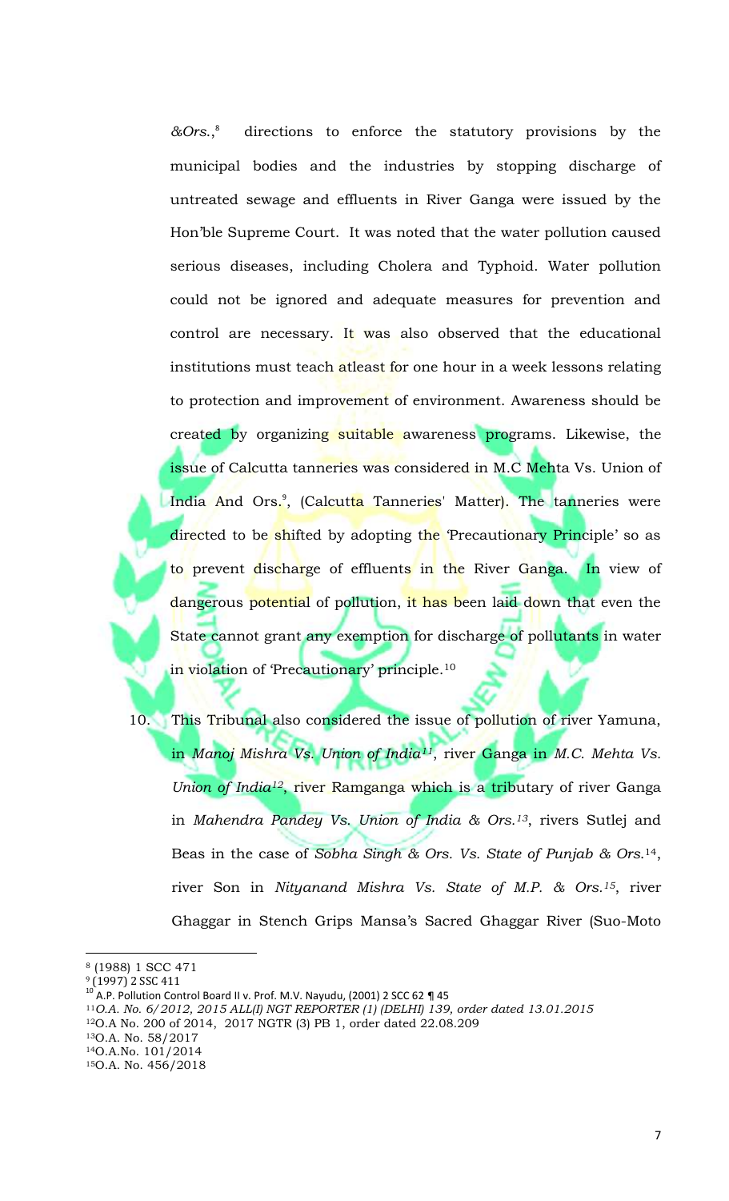*&Ors.*,[8] directions to enforce the statutory provisions by the municipal bodies and the industries by stopping discharge of untreated sewage and effluents in River Ganga were issued by the Hon'ble Supreme Court. It was noted that the water pollution caused serious diseases, including Cholera and Typhoid. Water pollution could not be ignored and adequate measures for prevention and control are necessary. It was also observed that the educational institutions must teach atleast for one hour in a week lessons relating to protection and improvement of environment. Awareness should be created by organizing suitable awareness programs. Likewise, the issue of Calcutta tanneries was considered in M.C Mehta Vs. Union of India And Ors.[9], (Calcutta Tanneries' Matter). The tanneries were directed to be shifted by adopting the 'Precautionary Principle' so as to prevent discharge of effluents in the River Ganga. In view of dangerous potential of pollution, it has been laid down that even the State cannot grant any exemption for discharge of pollutants in water in violation of 'Precautionary' principle.[10]

10. This Tribunal also considered the issue of pollution of river Yamuna, in *Manoj Mishra Vs. Union of India*[11], river Ganga in *M.C. Mehta Vs. Union of India*[12], river Ramganga which is a tributary of river Ganga in *Mahendra Pandey Vs. Union of India & Ors.*[13], rivers Sutlej and Beas in the case of *Sobha Singh & Ors. Vs. State of Punjab & Ors.*[14], river Son in *Nityanand Mishra Vs. State of M.P. & Ors.*[15], river Ghaggar in Stench Grips Mansa's Sacred Ghaggar River (Suo-Moto

---

[8] (1988) 1 SCC 471

[9] (1997) 2 SCC 411

[10] A.P. Pollution Control Board II v. Prof. M.V. Nayudu, (2001) 2 SCC 62 ¶ 45

[11] *O.A. No. 6/2012, 2015 ALL(I) NGT REPORTER (1) (DELHI) 139, order dated 13.01.2015*

[12] O.A No. 200 of 2014, 2017 NGTR (3) PB 1, order dated 22.08.209

[13] O.A. No. 58/2017

[14] O.A.No. 101/2014

[15] O.A. No. 456/2018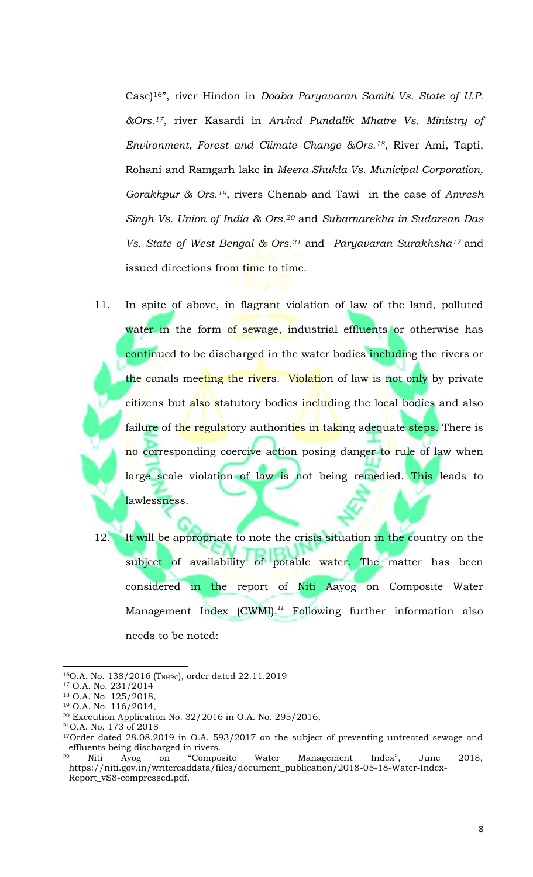Case)[16]", river Hindon in *Doaba Paryavaran Samiti Vs. State of U.P. &Ors.*[17], river Kasardi in *Arvind Pundalik Mhatre Vs. Ministry of Environment, Forest and Climate Change &Ors.*[18], River Ami, Tapti, Rohani and Ramgarh lake in *Meera Shukla Vs. Municipal Corporation, Gorakhpur & Ors.*[19], rivers Chenab and Tawi in the case of *Amresh Singh Vs. Union of India & Ors.*[20] and *Subarnarekha in Sudarsan Das Vs. State of West Bengal & Ors.*[21] and *Paryavaran Surakhsha*[17] and issued directions from time to time.

11. In spite of above, in flagrant violation of law of the land, polluted water in the form of sewage, industrial effluents or otherwise has continued to be discharged in the water bodies including the rivers or the canals meeting the rivers. Violation of law is not only by private citizens but also statutory bodies including the local bodies and also failure of the regulatory authorities in taking adequate steps. There is no corresponding coercive action posing danger to rule of law when large scale violation of law is not being remedied. This leads to lawlessness.

12. It will be appropriate to note the crisis situation in the country on the subject of availability of potable water. The matter has been considered in the report of Niti Aayog on Composite Water Management Index (CWMI).[22] Following further information also needs to be noted:

---

[16] O.A. No. 138/2016 ($T_{NHRC}$), order dated 22.11.2019

[17] O.A. No. 231/2014

[18] O.A. No. 125/2018,

[19] O.A. No. 116/2014,

[20] Execution Application No. 32/2016 in O.A. No. 295/2016,

[21] O.A. No. 173 of 2018

[17] Order dated 28.08.2019 in O.A. 593/2017 on the subject of preventing untreated sewage and effluents being discharged in rivers.

[22] Niti Ayog on "Composite Water Management Index", June 2018, https://niti.gov.in/writereaddata/files/document_publication/2018-05-18-Water-Index-Report_vS8-compressed.pdf.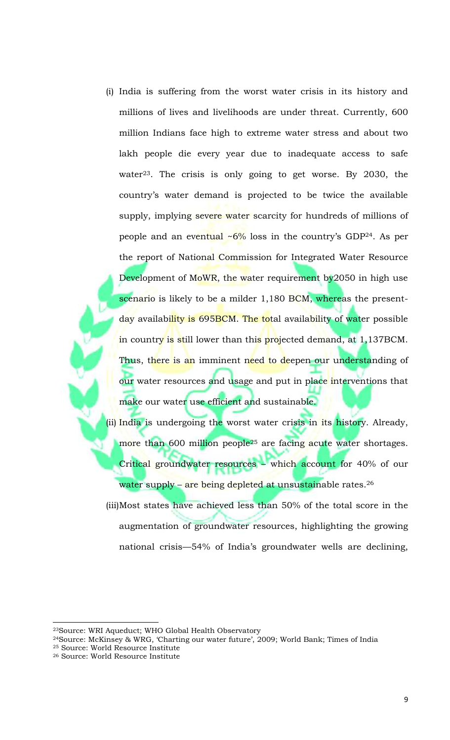(i) India is suffering from the worst water crisis in its history and millions of lives and livelihoods are under threat. Currently, 600 million Indians face high to extreme water stress and about two lakh people die every year due to inadequate access to safe water[23]. The crisis is only going to get worse. By 2030, the country's water demand is projected to be twice the available supply, implying severe water scarcity for hundreds of millions of people and an eventual ~6% loss in the country's GDP[24]. As per the report of National Commission for Integrated Water Resource Development of MoWR, the water requirement by2050 in high use scenario is likely to be a milder 1,180 BCM, whereas the present-day availability is 695BCM. The total availability of water possible in country is still lower than this projected demand, at 1,137BCM. Thus, there is an imminent need to deepen our understanding of our water resources and usage and put in place interventions that make our water use efficient and sustainable.

(ii) India is undergoing the worst water crisis in its history. Already, more than 600 million people[25] are facing acute water shortages. Critical groundwater resources – which account for 40% of our water supply – are being depleted at unsustainable rates.[26]

(iii)Most states have achieved less than 50% of the total score in the augmentation of groundwater resources, highlighting the growing national crisis—54% of India's groundwater wells are declining,

---

[23]Source: WRI Aqueduct; WHO Global Health Observatory

[24]Source: McKinsey & WRG, 'Charting our water future', 2009; World Bank; Times of India

[25] Source: World Resource Institute

[26] Source: World Resource Institute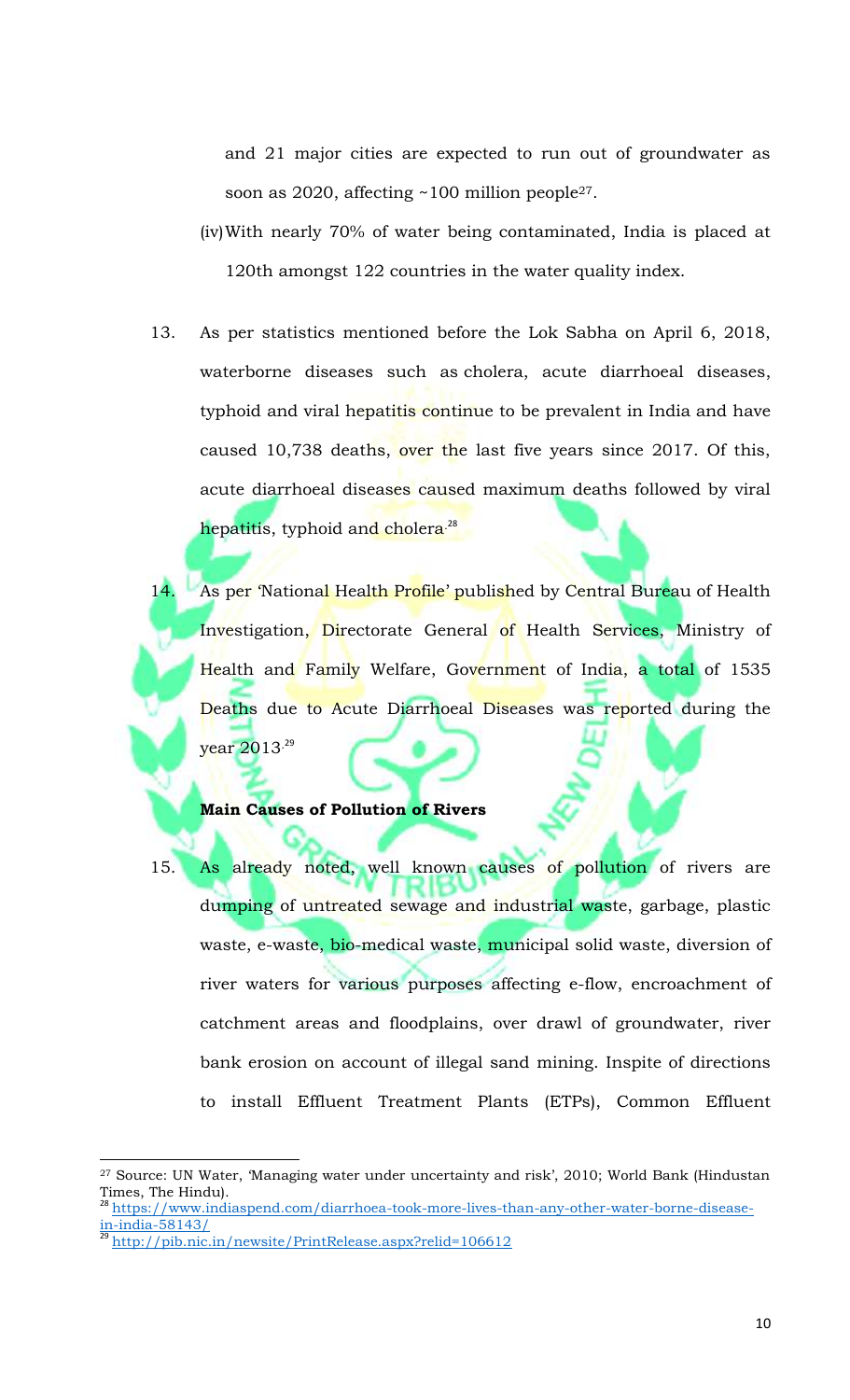and 21 major cities are expected to run out of groundwater as soon as 2020, affecting ~100 million people[27].

(iv) With nearly 70% of water being contaminated, India is placed at 120th amongst 122 countries in the water quality index.

13. As per statistics mentioned before the Lok Sabha on April 6, 2018, waterborne diseases such as cholera, acute diarrhoeal diseases, typhoid and viral hepatitis continue to be prevalent in India and have caused 10,738 deaths, over the last five years since 2017. Of this, acute diarrhoeal diseases caused maximum deaths followed by viral hepatitis, typhoid and cholera.[28]

14. As per 'National Health Profile' published by Central Bureau of Health Investigation, Directorate General of Health Services, Ministry of Health and Family Welfare, Government of India, a total of 1535 Deaths due to Acute Diarrhoeal Diseases was reported during the year 2013.[29]

**Main Causes of Pollution of Rivers**

15. As already noted, well known causes of pollution of rivers are dumping of untreated sewage and industrial waste, garbage, plastic waste, e-waste, bio-medical waste, municipal solid waste, diversion of river waters for various purposes affecting e-flow, encroachment of catchment areas and floodplains, over drawl of groundwater, river bank erosion on account of illegal sand mining. Inspite of directions to install Effluent Treatment Plants (ETPs), Common Effluent

---

[27] Source: UN Water, 'Managing water under uncertainty and risk', 2010; World Bank (Hindustan Times, The Hindu).

[28] https://www.indiaspend.com/diarrhoea-took-more-lives-than-any-other-water-borne-disease-in-india-58143/

[29] http://pib.nic.in/newsite/PrintRelease.aspx?relid=106612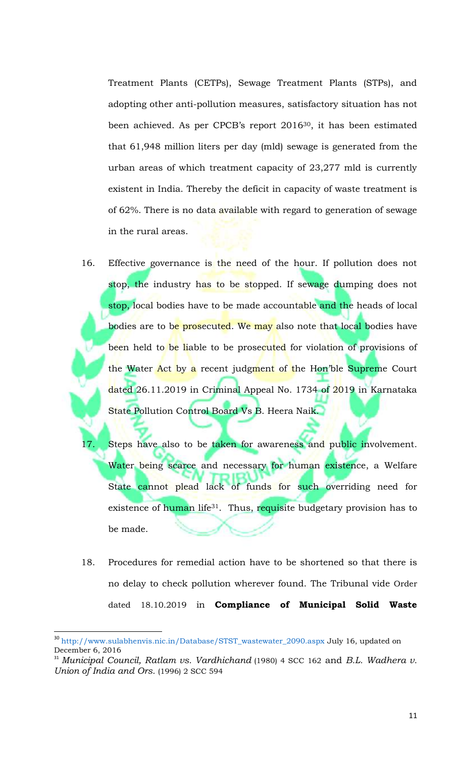Treatment Plants (CETPs), Sewage Treatment Plants (STPs), and adopting other anti-pollution measures, satisfactory situation has not been achieved. As per CPCB's report 2016[30], it has been estimated that 61,948 million liters per day (mld) sewage is generated from the urban areas of which treatment capacity of 23,277 mld is currently existent in India. Thereby the deficit in capacity of waste treatment is of 62%. There is no data available with regard to generation of sewage in the rural areas.

16. Effective governance is the need of the hour. If pollution does not stop, the industry has to be stopped. If sewage dumping does not stop, local bodies have to be made accountable and the heads of local bodies are to be prosecuted. We may also note that local bodies have been held to be liable to be prosecuted for violation of provisions of the Water Act by a recent judgment of the Hon'ble Supreme Court dated 26.11.2019 in Criminal Appeal No. 1734 of 2019 in Karnataka State Pollution Control Board Vs B. Heera Naik.

17. Steps have also to be taken for awareness and public involvement. Water being scarce and necessary for human existence, a Welfare State cannot plead lack of funds for such overriding need for existence of human life[31]. Thus, requisite budgetary provision has to be made.

18. Procedures for remedial action have to be shortened so that there is no delay to check pollution wherever found. The Tribunal vide Order dated 18.10.2019 in **Compliance of Municipal Solid Waste**

---

[30] http://www.sulabhenvis.nic.in/Database/STST_wastewater_2090.aspx July 16, updated on December 6, 2016

[31] *Municipal Council, Ratlam vs. Vardhichand* (1980) 4 SCC 162 and *B.L. Wadhera v. Union of India and Ors.* (1996) 2 SCC 594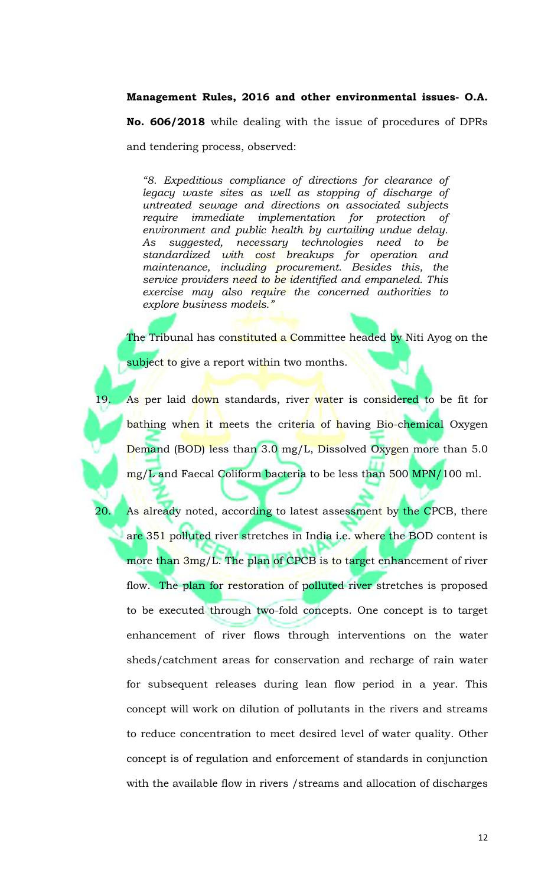**Management Rules, 2016 and other environmental issues- O.A. No. 606/2018** while dealing with the issue of procedures of DPRs and tendering process, observed:

> *"8. Expeditious compliance of directions for clearance of legacy waste sites as well as stopping of discharge of untreated sewage and directions on associated subjects require immediate implementation for protection of environment and public health by curtailing undue delay. As suggested, necessary technologies need to be standardized with cost breakups for operation and maintenance, including procurement. Besides this, the service providers need to be identified and empaneled. This exercise may also require the concerned authorities to explore business models."*

The Tribunal has constituted a Committee headed by Niti Ayog on the subject to give a report within two months.

19. As per laid down standards, river water is considered to be fit for bathing when it meets the criteria of having Bio-chemical Oxygen Demand (BOD) less than 3.0 mg/L, Dissolved Oxygen more than 5.0 mg/L and Faecal Coliform bacteria to be less than 500 MPN/100 ml.

20. As already noted, according to latest assessment by the CPCB, there are 351 polluted river stretches in India i.e. where the BOD content is more than 3mg/L. The plan of CPCB is to target enhancement of river flow. The plan for restoration of polluted river stretches is proposed to be executed through two-fold concepts. One concept is to target enhancement of river flows through interventions on the water sheds/catchment areas for conservation and recharge of rain water for subsequent releases during lean flow period in a year. This concept will work on dilution of pollutants in the rivers and streams to reduce concentration to meet desired level of water quality. Other concept is of regulation and enforcement of standards in conjunction with the available flow in rivers /streams and allocation of discharges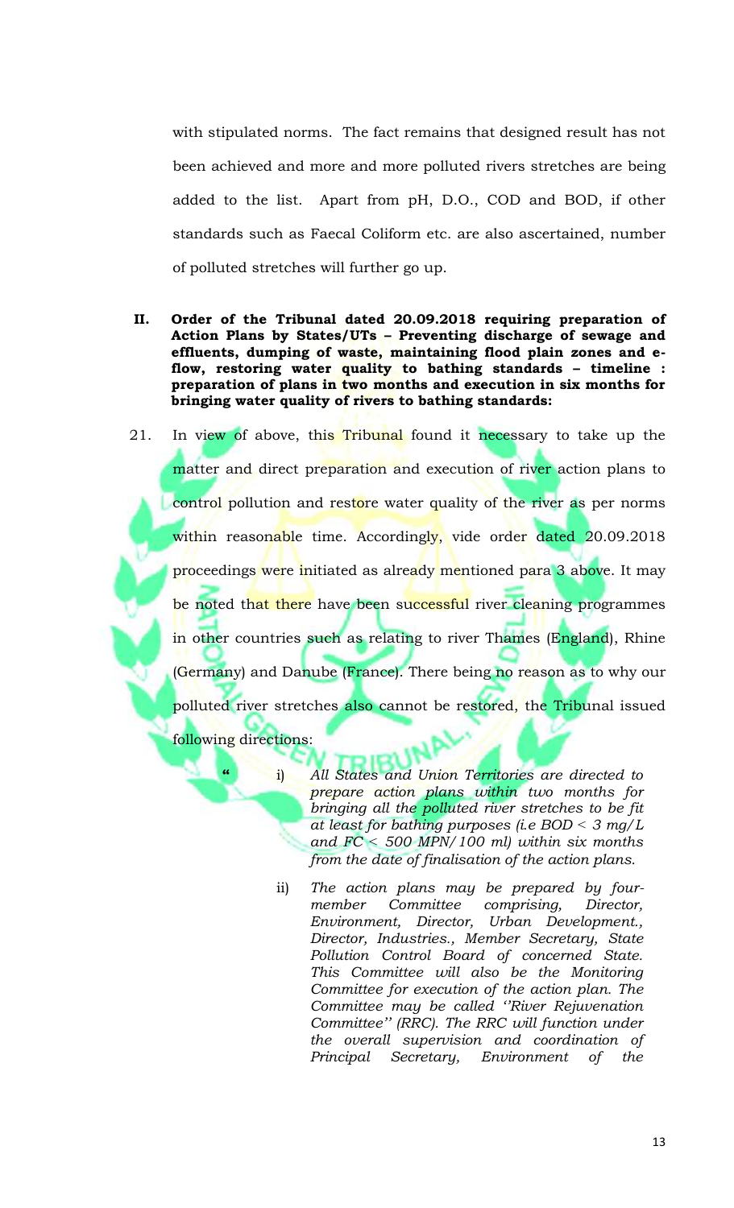with stipulated norms. The fact remains that designed result has not been achieved and more and more polluted rivers stretches are being added to the list. Apart from pH, D.O., COD and BOD, if other standards such as Faecal Coliform etc. are also ascertained, number of polluted stretches will further go up.

**II. Order of the Tribunal dated 20.09.2018 requiring preparation of Action Plans by States/UTs – Preventing discharge of sewage and effluents, dumping of waste, maintaining flood plain zones and e-flow, restoring water quality to bathing standards – timeline : preparation of plans in two months and execution in six months for bringing water quality of rivers to bathing standards:**

21. In view of above, this Tribunal found it necessary to take up the matter and direct preparation and execution of river action plans to control pollution and restore water quality of the river as per norms within reasonable time. Accordingly, vide order dated 20.09.2018 proceedings were initiated as already mentioned para 3 above. It may be noted that there have been successful river cleaning programmes in other countries such as relating to river Thames (England), Rhine (Germany) and Danube (France). There being no reason as to why our polluted river stretches also cannot be restored, the Tribunal issued following directions:

> " i) *All States and Union Territories are directed to prepare action plans within two months for bringing all the polluted river stretches to be fit at least for bathing purposes (i.e BOD < 3 mg/L and FC < 500 MPN/100 ml) within six months from the date of finalisation of the action plans.*
>
> ii) *The action plans may be prepared by four-member Committee comprising, Director, Environment, Director, Urban Development., Director, Industries., Member Secretary, State Pollution Control Board of concerned State. This Committee will also be the Monitoring Committee for execution of the action plan. The Committee may be called ''River Rejuvenation Committee'' (RRC). The RRC will function under the overall supervision and coordination of Principal Secretary, Environment of the*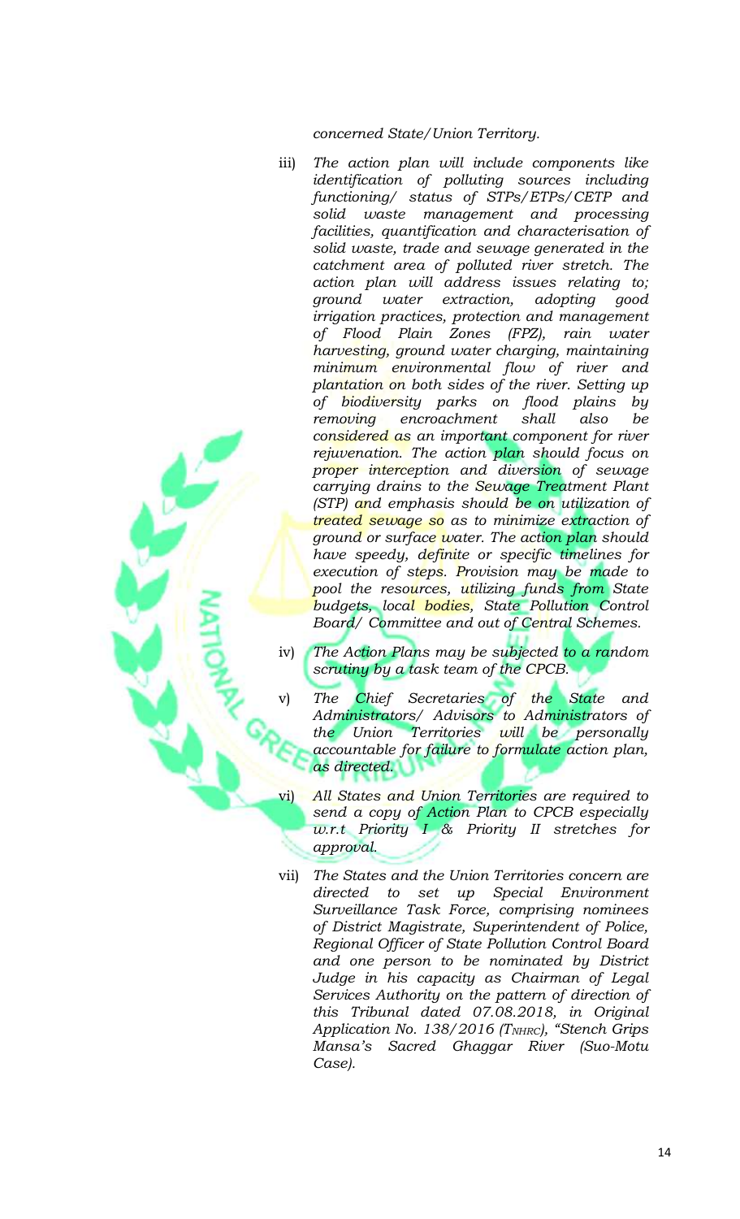*concerned State/Union Territory.*

iii) *The action plan will include components like identification of polluting sources including functioning/ status of STPs/ETPs/CETP and solid waste management and processing facilities, quantification and characterisation of solid waste, trade and sewage generated in the catchment area of polluted river stretch. The action plan will address issues relating to; ground water extraction, adopting good irrigation practices, protection and management of Flood Plain Zones (FPZ), rain water harvesting, ground water charging, maintaining minimum environmental flow of river and plantation on both sides of the river. Setting up of biodiversity parks on flood plains by removing encroachment shall also be considered as an important component for river rejuvenation. The action plan should focus on proper interception and diversion of sewage carrying drains to the Sewage Treatment Plant (STP) and emphasis should be on utilization of treated sewage so as to minimize extraction of ground or surface water. The action plan should have speedy, definite or specific timelines for execution of steps. Provision may be made to pool the resources, utilizing funds from State budgets, local bodies, State Pollution Control Board/ Committee and out of Central Schemes.*

iv) *The Action Plans may be subjected to a random scrutiny by a task team of the CPCB.*

v) *The Chief Secretaries of the State and Administrators/ Advisors to Administrators of the Union Territories will be personally accountable for failure to formulate action plan, as directed.*

vi) *All States and Union Territories are required to send a copy of Action Plan to CPCB especially w.r.t Priority I & Priority II stretches for approval.*

vii) *The States and the Union Territories concern are directed to set up Special Environment Surveillance Task Force, comprising nominees of District Magistrate, Superintendent of Police, Regional Officer of State Pollution Control Board and one person to be nominated by District Judge in his capacity as Chairman of Legal Services Authority on the pattern of direction of this Tribunal dated 07.08.2018, in Original Application No. 138/2016 ($T_{NHRC}$), "Stench Grips Mansa's Sacred Ghaggar River (Suo-Motu Case).*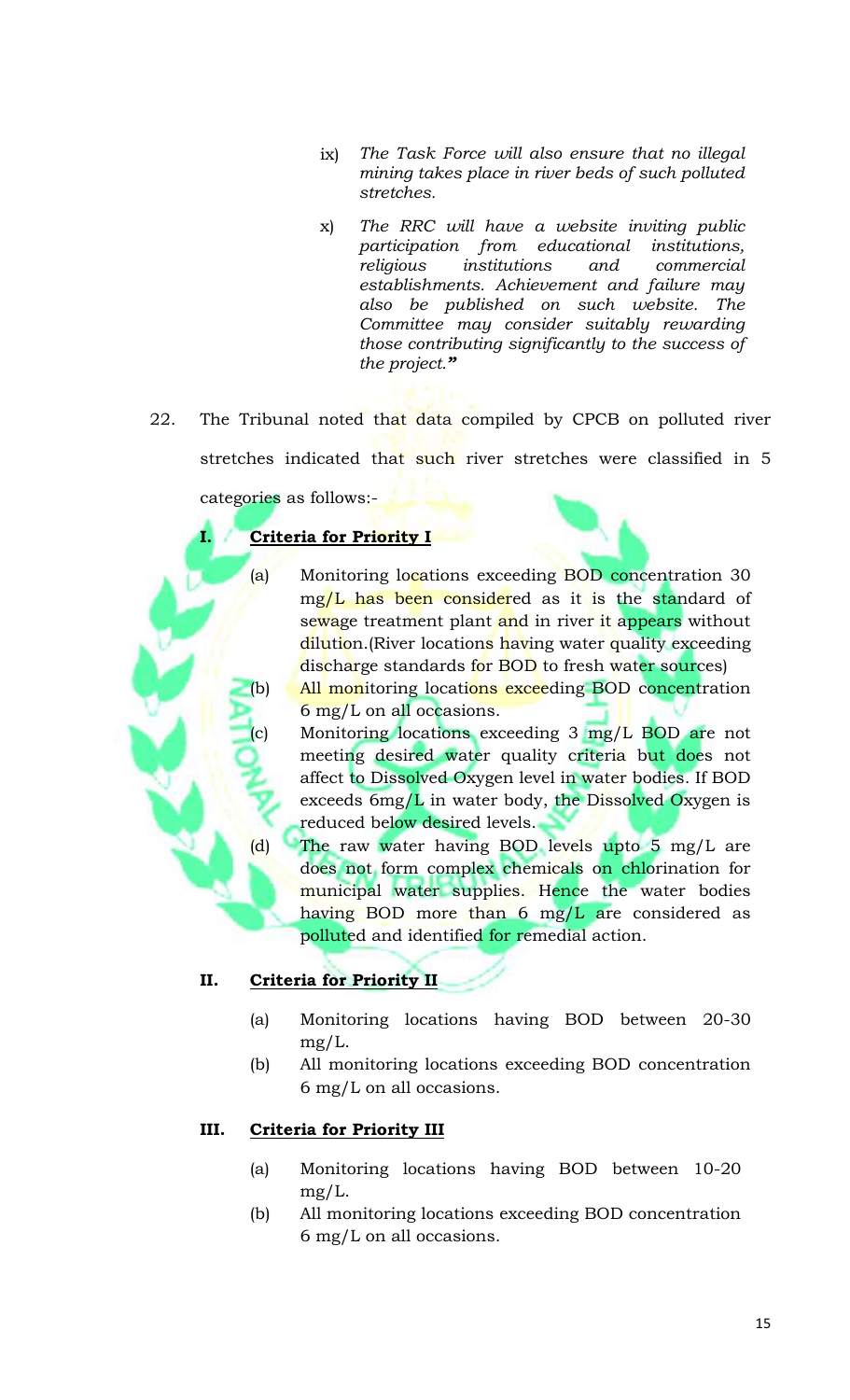> ix) *The Task Force will also ensure that no illegal mining takes place in river beds of such polluted stretches.*
>
> x) *The RRC will have a website inviting public participation from educational institutions, religious institutions and commercial establishments. Achievement and failure may also be published on such website. The Committee may consider suitably rewarding those contributing significantly to the success of the project."*

22. The Tribunal noted that data compiled by CPCB on polluted river stretches indicated that such river stretches were classified in 5 categories as follows:-

**I. <u>Criteria for Priority I</u>**

(a) Monitoring locations exceeding BOD concentration 30 mg/L has been considered as it is the standard of sewage treatment plant and in river it appears without dilution.(River locations having water quality exceeding discharge standards for BOD to fresh water sources)

(b) All monitoring locations exceeding BOD concentration 6 mg/L on all occasions.

(c) Monitoring locations exceeding 3 mg/L BOD are not meeting desired water quality criteria but does not affect to Dissolved Oxygen level in water bodies. If BOD exceeds 6mg/L in water body, the Dissolved Oxygen is reduced below desired levels.

(d) The raw water having BOD levels upto 5 mg/L are does not form complex chemicals on chlorination for municipal water supplies. Hence the water bodies having BOD more than 6 mg/L are considered as polluted and identified for remedial action.

**II. <u>Criteria for Priority II</u>**

(a) Monitoring locations having BOD between 20-30 mg/L.

(b) All monitoring locations exceeding BOD concentration 6 mg/L on all occasions.

**III. <u>Criteria for Priority III</u>**

(a) Monitoring locations having BOD between 10-20 mg/L.

(b) All monitoring locations exceeding BOD concentration 6 mg/L on all occasions.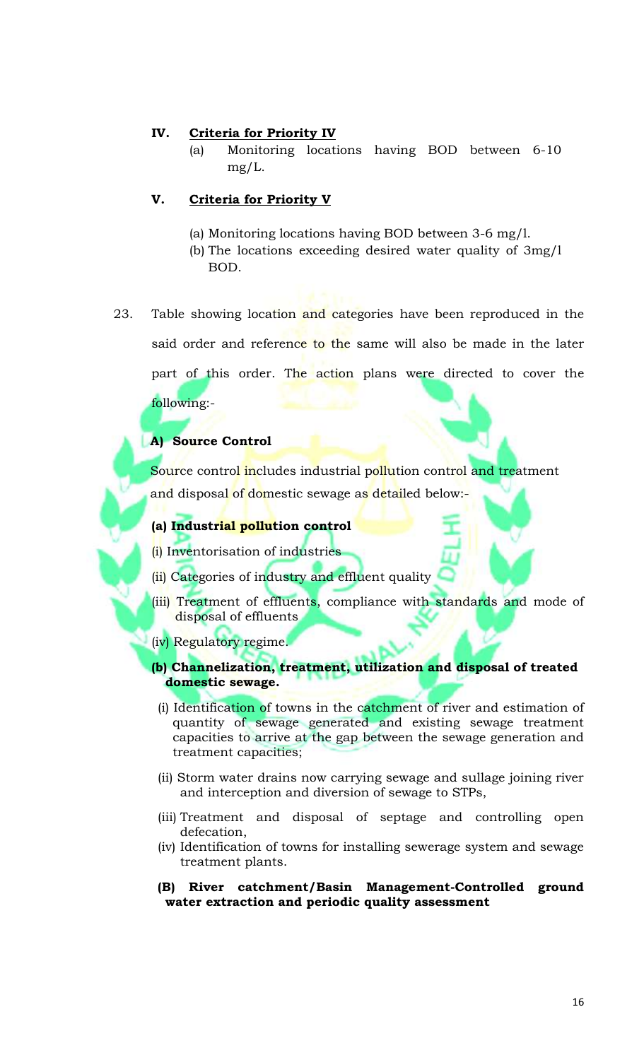**IV. Criteria for Priority IV**

(a) Monitoring locations having BOD between 6-10 mg/L.

**V. Criteria for Priority V**

(a) Monitoring locations having BOD between 3-6 mg/l.

(b) The locations exceeding desired water quality of 3mg/l BOD.

23. Table showing location and categories have been reproduced in the said order and reference to the same will also be made in the later part of this order. The action plans were directed to cover the following:-

**A) Source Control**

Source control includes industrial pollution control and treatment and disposal of domestic sewage as detailed below:-

**(a) Industrial pollution control**

(i) Inventorisation of industries

(ii) Categories of industry and effluent quality

(iii) Treatment of effluents, compliance with standards and mode of disposal of effluents

(iv) Regulatory regime.

**(b) Channelization, treatment, utilization and disposal of treated domestic sewage.**

(i) Identification of towns in the catchment of river and estimation of quantity of sewage generated and existing sewage treatment capacities to arrive at the gap between the sewage generation and treatment capacities;

(ii) Storm water drains now carrying sewage and sullage joining river and interception and diversion of sewage to STPs,

(iii) Treatment and disposal of septage and controlling open defecation,

(iv) Identification of towns for installing sewerage system and sewage treatment plants.

**(B) River catchment/Basin Management-Controlled ground water extraction and periodic quality assessment**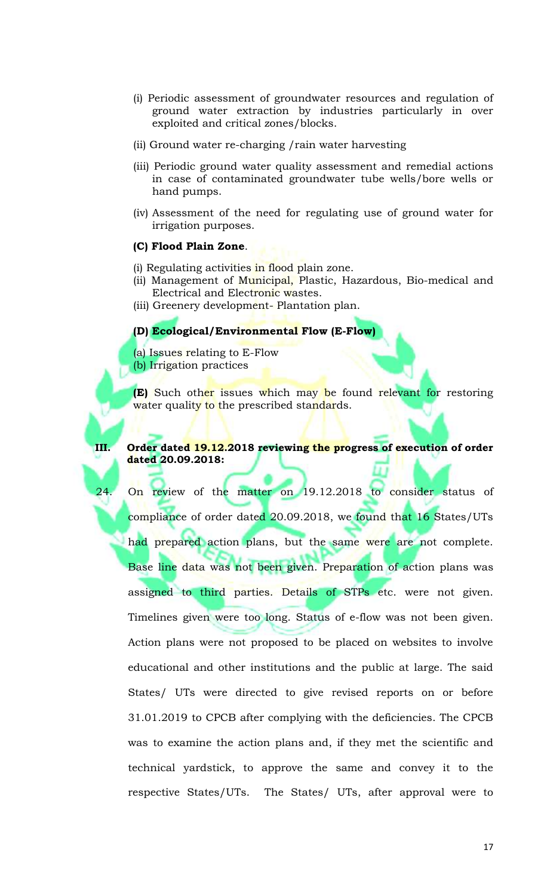(i) Periodic assessment of groundwater resources and regulation of ground water extraction by industries particularly in over exploited and critical zones/blocks.

(ii) Ground water re-charging /rain water harvesting

(iii) Periodic ground water quality assessment and remedial actions in case of contaminated groundwater tube wells/bore wells or hand pumps.

(iv) Assessment of the need for regulating use of ground water for irrigation purposes.

**(C) Flood Plain Zone**.

(i) Regulating activities in flood plain zone.
(ii) Management of Municipal, Plastic, Hazardous, Bio-medical and Electrical and Electronic wastes.
(iii) Greenery development- Plantation plan.

**(D) Ecological/Environmental Flow (E-Flow)**

(a) Issues relating to E-Flow
(b) Irrigation practices

**(E)** Such other issues which may be found relevant for restoring water quality to the prescribed standards.

**III. Order dated 19.12.2018 reviewing the progress of execution of order dated 20.09.2018:**

24. On review of the matter on 19.12.2018 to consider status of compliance of order dated 20.09.2018, we found that 16 States/UTs had prepared action plans, but the same were are not complete. Base line data was not been given. Preparation of action plans was assigned to third parties. Details of STPs etc. were not given. Timelines given were too long. Status of e-flow was not been given. Action plans were not proposed to be placed on websites to involve educational and other institutions and the public at large. The said States/ UTs were directed to give revised reports on or before 31.01.2019 to CPCB after complying with the deficiencies. The CPCB was to examine the action plans and, if they met the scientific and technical yardstick, to approve the same and convey it to the respective States/UTs. The States/ UTs, after approval were to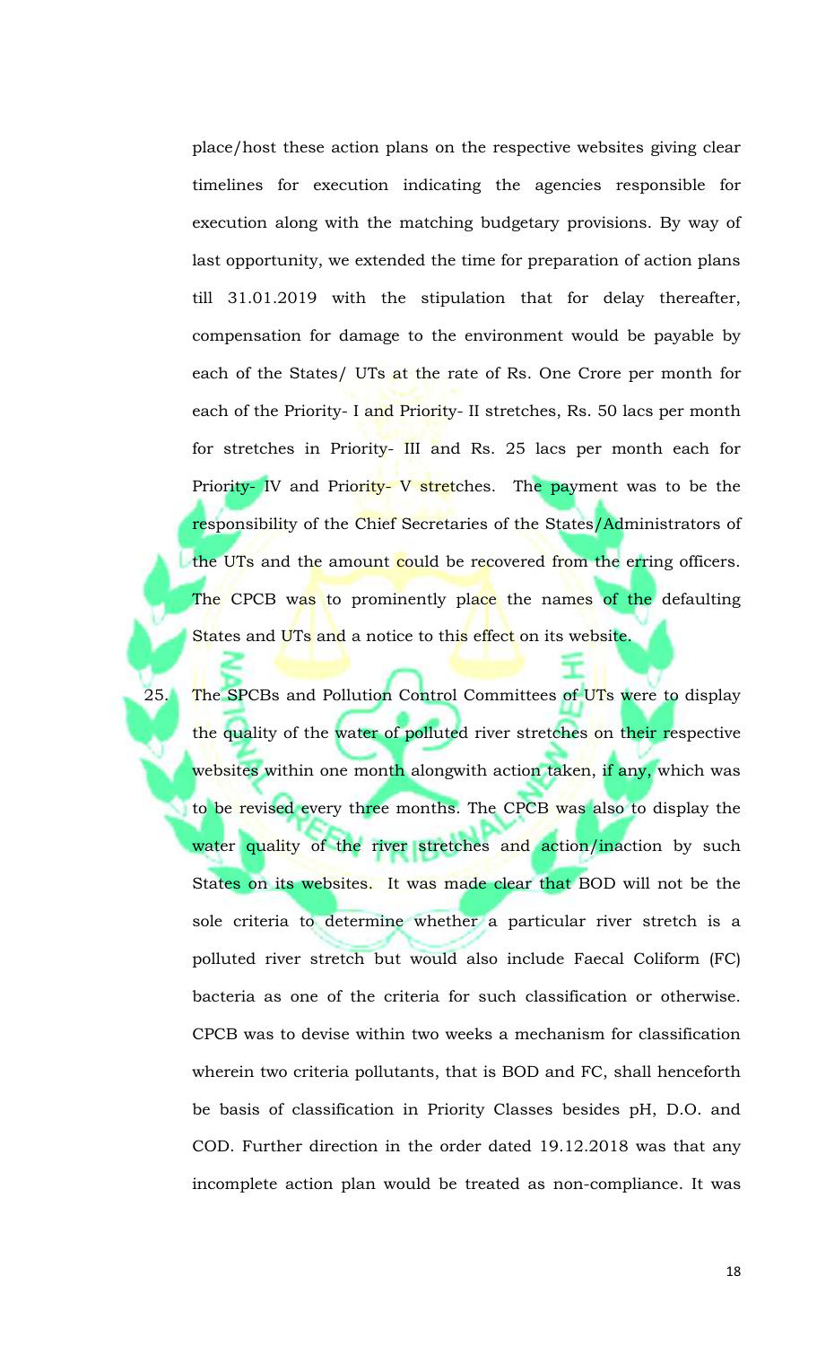place/host these action plans on the respective websites giving clear timelines for execution indicating the agencies responsible for execution along with the matching budgetary provisions. By way of last opportunity, we extended the time for preparation of action plans till 31.01.2019 with the stipulation that for delay thereafter, compensation for damage to the environment would be payable by each of the States/ UTs at the rate of Rs. One Crore per month for each of the Priority- I and Priority- II stretches, Rs. 50 lacs per month for stretches in Priority- III and Rs. 25 lacs per month each for Priority- IV and Priority- V stretches. The payment was to be the responsibility of the Chief Secretaries of the States/Administrators of the UTs and the amount could be recovered from the erring officers. The CPCB was to prominently place the names of the defaulting States and UTs and a notice to this effect on its website.

25. The SPCBs and Pollution Control Committees of UTs were to display the quality of the water of polluted river stretches on their respective websites within one month alongwith action taken, if any, which was to be revised every three months. The CPCB was also to display the water quality of the river stretches and action/inaction by such States on its websites. It was made clear that BOD will not be the sole criteria to determine whether a particular river stretch is a polluted river stretch but would also include Faecal Coliform (FC) bacteria as one of the criteria for such classification or otherwise. CPCB was to devise within two weeks a mechanism for classification wherein two criteria pollutants, that is BOD and FC, shall henceforth be basis of classification in Priority Classes besides pH, D.O. and COD. Further direction in the order dated 19.12.2018 was that any incomplete action plan would be treated as non-compliance. It was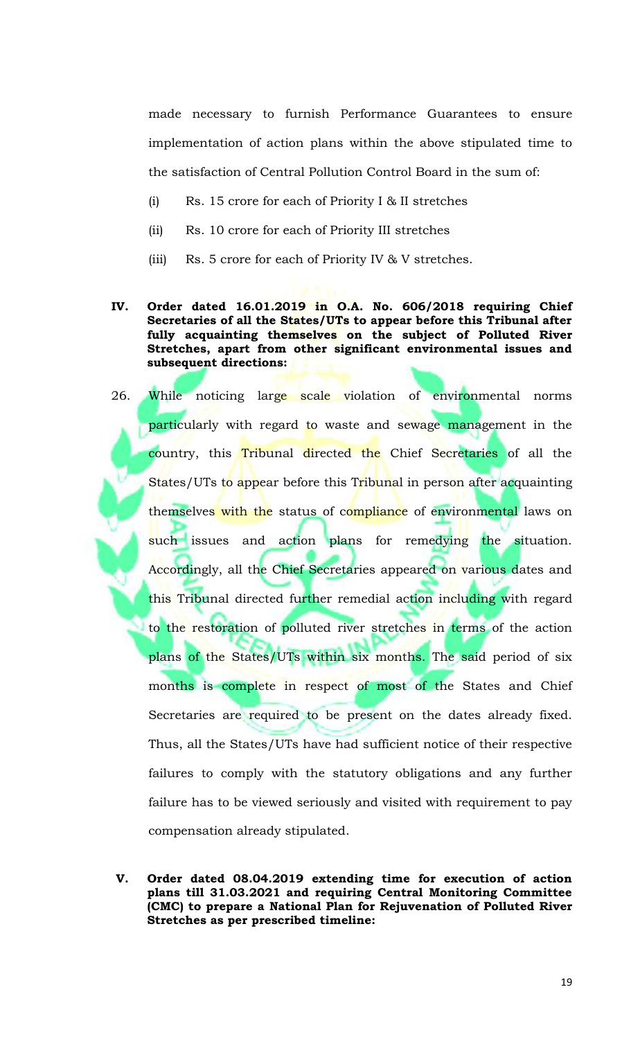made necessary to furnish Performance Guarantees to ensure implementation of action plans within the above stipulated time to the satisfaction of Central Pollution Control Board in the sum of:

(i) Rs. 15 crore for each of Priority I & II stretches

(ii) Rs. 10 crore for each of Priority III stretches

(iii) Rs. 5 crore for each of Priority IV & V stretches.

**IV. Order dated 16.01.2019 in O.A. No. 606/2018 requiring Chief Secretaries of all the States/UTs to appear before this Tribunal after fully acquainting themselves on the subject of Polluted River Stretches, apart from other significant environmental issues and subsequent directions:**

26. While noticing large scale violation of environmental norms particularly with regard to waste and sewage management in the country, this Tribunal directed the Chief Secretaries of all the States/UTs to appear before this Tribunal in person after acquainting themselves with the status of compliance of environmental laws on such issues and action plans for remedying the situation. Accordingly, all the Chief Secretaries appeared on various dates and this Tribunal directed further remedial action including with regard to the restoration of polluted river stretches in terms of the action plans of the States/UTs within six months. The said period of six months is complete in respect of most of the States and Chief Secretaries are required to be present on the dates already fixed. Thus, all the States/UTs have had sufficient notice of their respective failures to comply with the statutory obligations and any further failure has to be viewed seriously and visited with requirement to pay compensation already stipulated.

**V. Order dated 08.04.2019 extending time for execution of action plans till 31.03.2021 and requiring Central Monitoring Committee (CMC) to prepare a National Plan for Rejuvenation of Polluted River Stretches as per prescribed timeline:**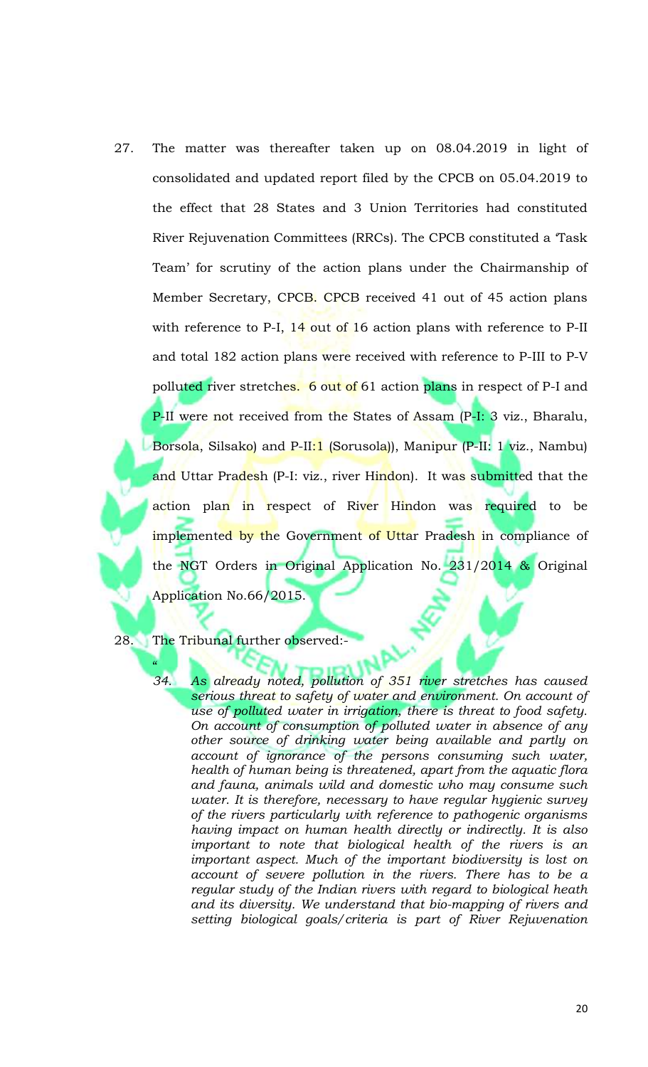27. The matter was thereafter taken up on 08.04.2019 in light of consolidated and updated report filed by the CPCB on 05.04.2019 to the effect that 28 States and 3 Union Territories had constituted River Rejuvenation Committees (RRCs). The CPCB constituted a 'Task Team' for scrutiny of the action plans under the Chairmanship of Member Secretary, CPCB. CPCB received 41 out of 45 action plans with reference to P-I, 14 out of 16 action plans with reference to P-II and total 182 action plans were received with reference to P-III to P-V polluted river stretches. 6 out of 61 action plans in respect of P-I and P-II were not received from the States of Assam (P-I: 3 viz., Bharalu, Borsola, Silsako) and P-II:1 (Sorusola)), Manipur (P-II: 1 viz., Nambu) and Uttar Pradesh (P-I: viz., river Hindon). It was submitted that the action plan in respect of River Hindon was required to be implemented by the Government of Uttar Pradesh in compliance of the NGT Orders in Original Application No. 231/2014 & Original Application No.66/2015.

28. The Tribunal further observed:-

> "
> *34. As already noted, pollution of 351 river stretches has caused serious threat to safety of water and environment. On account of use of polluted water in irrigation, there is threat to food safety. On account of consumption of polluted water in absence of any other source of drinking water being available and partly on account of ignorance of the persons consuming such water, health of human being is threatened, apart from the aquatic flora and fauna, animals wild and domestic who may consume such water. It is therefore, necessary to have regular hygienic survey of the rivers particularly with reference to pathogenic organisms having impact on human health directly or indirectly. It is also important to note that biological health of the rivers is an important aspect. Much of the important biodiversity is lost on account of severe pollution in the rivers. There has to be a regular study of the Indian rivers with regard to biological heath and its diversity. We understand that bio-mapping of rivers and setting biological goals/criteria is part of River Rejuvenation*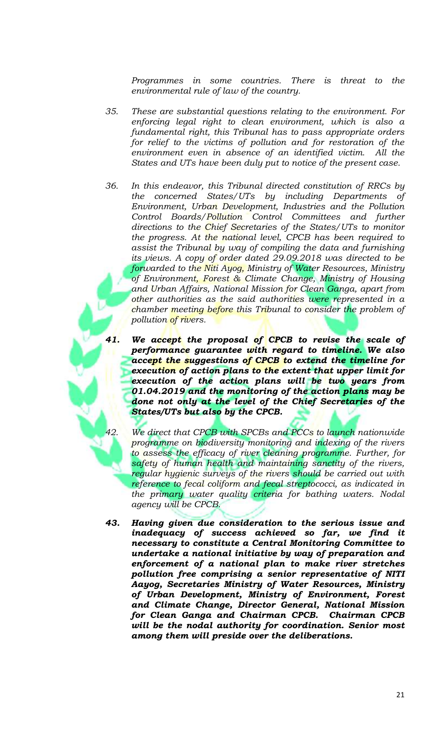*Programmes in some countries. There is threat to the environmental rule of law of the country.*

*35. These are substantial questions relating to the environment. For enforcing legal right to clean environment, which is also a fundamental right, this Tribunal has to pass appropriate orders for relief to the victims of pollution and for restoration of the environment even in absence of an identified victim. All the States and UTs have been duly put to notice of the present case.*

*36. In this endeavor, this Tribunal directed constitution of RRCs by the concerned States/UTs by including Departments of Environment, Urban Development, Industries and the Pollution Control Boards/Pollution Control Committees and further directions to the Chief Secretaries of the States/UTs to monitor the progress. At the national level, CPCB has been required to assist the Tribunal by way of compiling the data and furnishing its views. A copy of order dated 29.09.2018 was directed to be forwarded to the Niti Ayog, Ministry of Water Resources, Ministry of Environment, Forest & Climate Change, Ministry of Housing and Urban Affairs, National Mission for Clean Ganga, apart from other authorities as the said authorities were represented in a chamber meeting before this Tribunal to consider the problem of pollution of rivers.*

***41. We accept the proposal of CPCB to revise the scale of performance guarantee with regard to timeline. We also accept the suggestions of CPCB to extend the timeline for execution of action plans to the extent that upper limit for execution of the action plans will be two years from 01.04.2019 and the monitoring of the action plans may be done not only at the level of the Chief Secretaries of the States/UTs but also by the CPCB.***

*42. We direct that CPCB with SPCBs and PCCs to launch nationwide programme on biodiversity monitoring and indexing of the rivers to assess the efficacy of river cleaning programme. Further, for safety of human health and maintaining sanctity of the rivers, regular hygienic surveys of the rivers should be carried out with reference to fecal coliform and fecal streptococci, as indicated in the primary water quality criteria for bathing waters. Nodal agency will be CPCB.*

***43. Having given due consideration to the serious issue and inadequacy of success achieved so far, we find it necessary to constitute a Central Monitoring Committee to undertake a national initiative by way of preparation and enforcement of a national plan to make river stretches pollution free comprising a senior representative of NITI Aayog, Secretaries Ministry of Water Resources, Ministry of Urban Development, Ministry of Environment, Forest and Climate Change, Director General, National Mission for Clean Ganga and Chairman CPCB. Chairman CPCB will be the nodal authority for coordination. Senior most among them will preside over the deliberations.***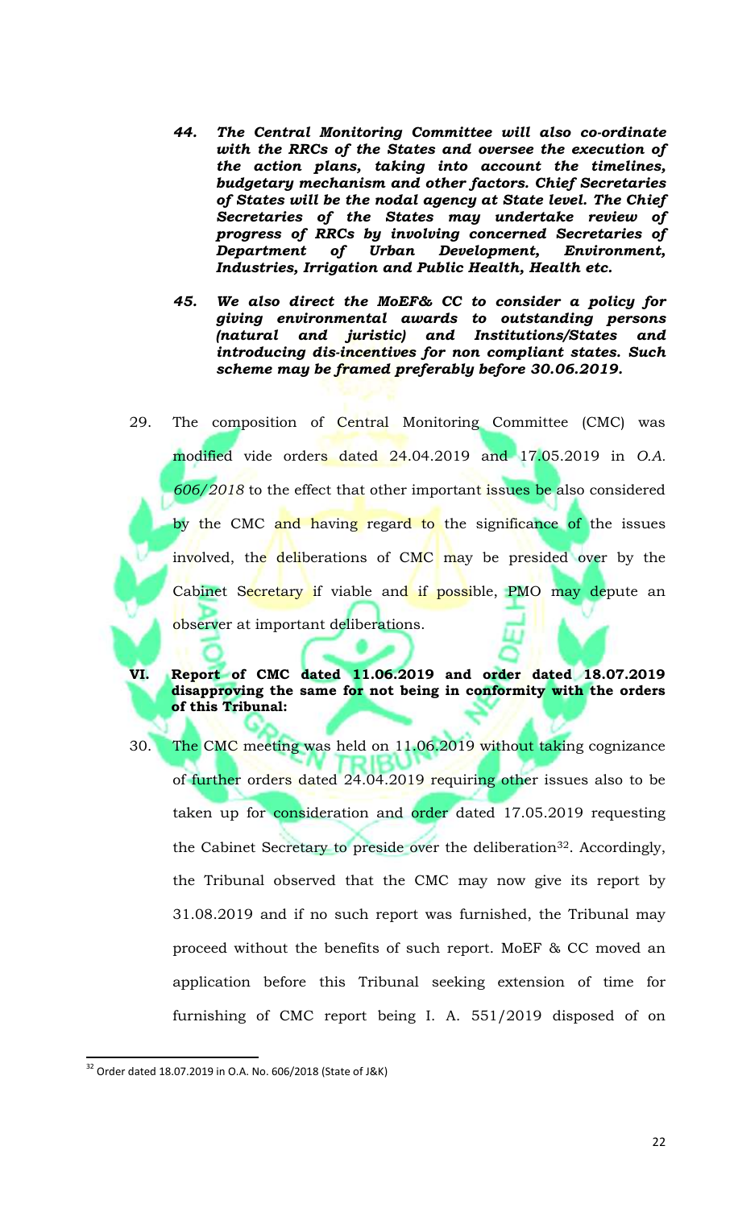> ***44. The Central Monitoring Committee will also co-ordinate with the RRCs of the States and oversee the execution of the action plans, taking into account the timelines, budgetary mechanism and other factors. Chief Secretaries of States will be the nodal agency at State level. The Chief Secretaries of the States may undertake review of progress of RRCs by involving concerned Secretaries of Department of Urban Development, Environment, Industries, Irrigation and Public Health, Health etc.***
>
> ***45. We also direct the MoEF& CC to consider a policy for giving environmental awards to outstanding persons (natural and juristic) and Institutions/States and introducing dis-incentives for non compliant states. Such scheme may be framed preferably before 30.06.2019.***

29. The composition of Central Monitoring Committee (CMC) was modified vide orders dated 24.04.2019 and 17.05.2019 in *O.A. 606/2018* to the effect that other important issues be also considered by the CMC and having regard to the significance of the issues involved, the deliberations of CMC may be presided over by the Cabinet Secretary if viable and if possible, PMO may depute an observer at important deliberations.

**VI. Report of CMC dated 11.06.2019 and order dated 18.07.2019 disapproving the same for not being in conformity with the orders of this Tribunal:**

30. The CMC meeting was held on 11.06.2019 without taking cognizance of further orders dated 24.04.2019 requiring other issues also to be taken up for consideration and order dated 17.05.2019 requesting the Cabinet Secretary to preside over the deliberation[32]. Accordingly, the Tribunal observed that the CMC may now give its report by 31.08.2019 and if no such report was furnished, the Tribunal may proceed without the benefits of such report. MoEF & CC moved an application before this Tribunal seeking extension of time for furnishing of CMC report being I. A. 551/2019 disposed of on

---

[32] Order dated 18.07.2019 in O.A. No. 606/2018 (State of J&K)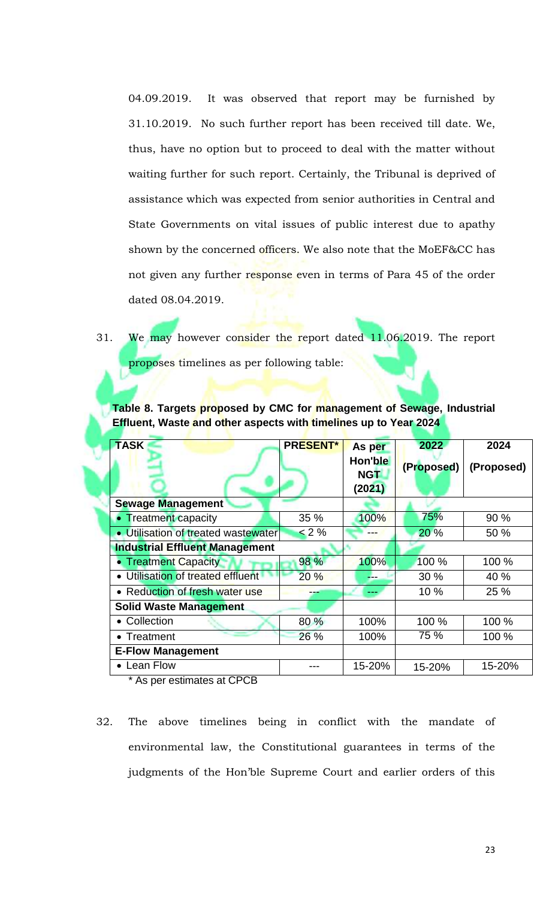04.09.2019. It was observed that report may be furnished by 31.10.2019. No such further report has been received till date. We, thus, have no option but to proceed to deal with the matter without waiting further for such report. Certainly, the Tribunal is deprived of assistance which was expected from senior authorities in Central and State Governments on vital issues of public interest due to apathy shown by the concerned officers. We also note that the MoEF&CC has not given any further response even in terms of Para 45 of the order dated 08.04.2019.

31. We may however consider the report dated 11.06.2019. The report proposes timelines as per following table:

**Table 8. Targets proposed by CMC for management of Sewage, Industrial Effluent, Waste and other aspects with timelines up to Year 2024**

| TASK | PRESENT* | As per Hon'ble NGT (2021) | 2022 (Proposed) | 2024 (Proposed) |
|---|---|---|---|---|
| **Sewage Management** | | | | |
| • Treatment capacity | 35 % | 100% | 75% | 90 % |
| • Utilisation of treated wastewater | < 2 % | --- | 20 % | 50 % |
| **Industrial Effluent Management** | | | | |
| • Treatment Capacity | 98 % | 100% | 100 % | 100 % |
| • Utilisation of treated effluent | 20 % | --- | 30 % | 40 % |
| • Reduction of fresh water use | --- | --- | 10 % | 25 % |
| **Solid Waste Management** | | | | |
| • Collection | 80 % | 100% | 100 % | 100 % |
| • Treatment | 26 % | 100% | 75 % | 100 % |
| **E-Flow Management** | | | | |
| • Lean Flow | --- | 15-20% | 15-20% | 15-20% |

\* As per estimates at CPCB

32. The above timelines being in conflict with the mandate of environmental law, the Constitutional guarantees in terms of the judgments of the Hon'ble Supreme Court and earlier orders of this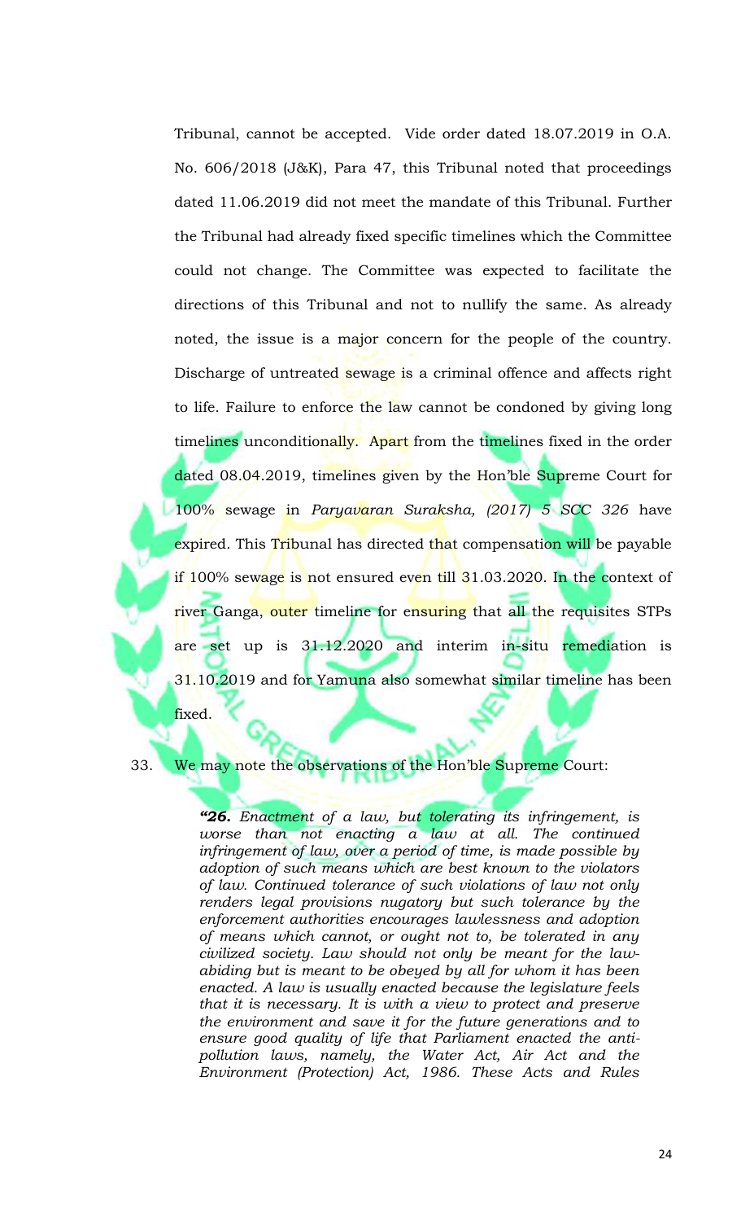Tribunal, cannot be accepted. Vide order dated 18.07.2019 in O.A. No. 606/2018 (J&K), Para 47, this Tribunal noted that proceedings dated 11.06.2019 did not meet the mandate of this Tribunal. Further the Tribunal had already fixed specific timelines which the Committee could not change. The Committee was expected to facilitate the directions of this Tribunal and not to nullify the same. As already noted, the issue is a major concern for the people of the country. Discharge of untreated sewage is a criminal offence and affects right to life. Failure to enforce the law cannot be condoned by giving long timelines unconditionally. Apart from the timelines fixed in the order dated 08.04.2019, timelines given by the Hon'ble Supreme Court for 100% sewage in *Paryavaran Suraksha, (2017) 5 SCC 326* have expired. This Tribunal has directed that compensation will be payable if 100% sewage is not ensured even till 31.03.2020. In the context of river Ganga, outer timeline for ensuring that all the requisites STPs are set up is 31.12.2020 and interim in-situ remediation is 31.10.2019 and for Yamuna also somewhat similar timeline has been fixed.

33. We may note the observations of the Hon'ble Supreme Court:

> ***"26.*** *Enactment of a law, but tolerating its infringement, is worse than not enacting a law at all. The continued infringement of law, over a period of time, is made possible by adoption of such means which are best known to the violators of law. Continued tolerance of such violations of law not only renders legal provisions nugatory but such tolerance by the enforcement authorities encourages lawlessness and adoption of means which cannot, or ought not to, be tolerated in any civilized society. Law should not only be meant for the law-abiding but is meant to be obeyed by all for whom it has been enacted. A law is usually enacted because the legislature feels that it is necessary. It is with a view to protect and preserve the environment and save it for the future generations and to ensure good quality of life that Parliament enacted the anti-pollution laws, namely, the Water Act, Air Act and the Environment (Protection) Act, 1986. These Acts and Rules*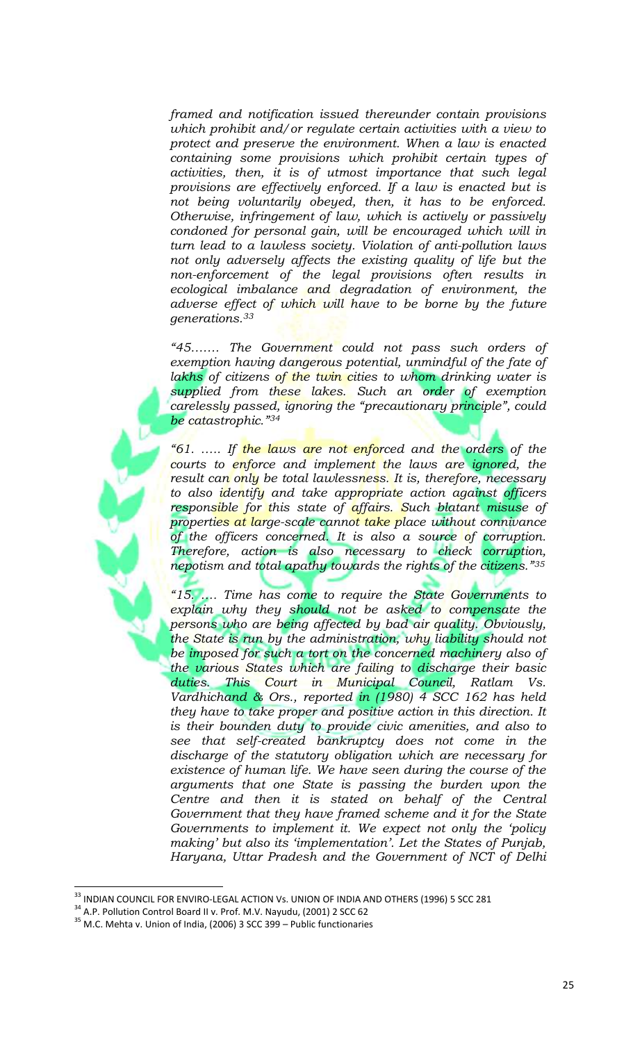*framed and notification issued thereunder contain provisions which prohibit and/or regulate certain activities with a view to protect and preserve the environment. When a law is enacted containing some provisions which prohibit certain types of activities, then, it is of utmost importance that such legal provisions are effectively enforced. If a law is enacted but is not being voluntarily obeyed, then, it has to be enforced. Otherwise, infringement of law, which is actively or passively condoned for personal gain, will be encouraged which will in turn lead to a lawless society. Violation of anti-pollution laws not only adversely affects the existing quality of life but the non-enforcement of the legal provisions often results in ecological imbalance and degradation of environment, the adverse effect of which will have to be borne by the future generations.*[33]

*"45……. The Government could not pass such orders of exemption having dangerous potential, unmindful of the fate of lakhs of citizens of the twin cities to whom drinking water is supplied from these lakes. Such an order of exemption carelessly passed, ignoring the "precautionary principle", could be catastrophic."*[34]

*"61. ….. If the laws are not enforced and the orders of the courts to enforce and implement the laws are ignored, the result can only be total lawlessness. It is, therefore, necessary to also identify and take appropriate action against officers responsible for this state of affairs. Such blatant misuse of properties at large-scale cannot take place without connivance of the officers concerned. It is also a source of corruption. Therefore, action is also necessary to check corruption, nepotism and total apathy towards the rights of the citizens."*[35]

*"15. …. Time has come to require the State Governments to explain why they should not be asked to compensate the persons who are being affected by bad air quality. Obviously, the State is run by the administration, why liability should not be imposed for such a tort on the concerned machinery also of the various States which are failing to discharge their basic duties. This Court in Municipal Council, Ratlam Vs. Vardhichand & Ors., reported in (1980) 4 SCC 162 has held they have to take proper and positive action in this direction. It is their bounden duty to provide civic amenities, and also to see that self-created bankruptcy does not come in the discharge of the statutory obligation which are necessary for existence of human life. We have seen during the course of the arguments that one State is passing the burden upon the Centre and then it is stated on behalf of the Central Government that they have framed scheme and it for the State Governments to implement it. We expect not only the 'policy making' but also its 'implementation'. Let the States of Punjab, Haryana, Uttar Pradesh and the Government of NCT of Delhi*

---

[33] INDIAN COUNCIL FOR ENVIRO-LEGAL ACTION Vs. UNION OF INDIA AND OTHERS (1996) 5 SCC 281

[34] A.P. Pollution Control Board II v. Prof. M.V. Nayudu, (2001) 2 SCC 62

[35] M.C. Mehta v. Union of India, (2006) 3 SCC 399 – Public functionaries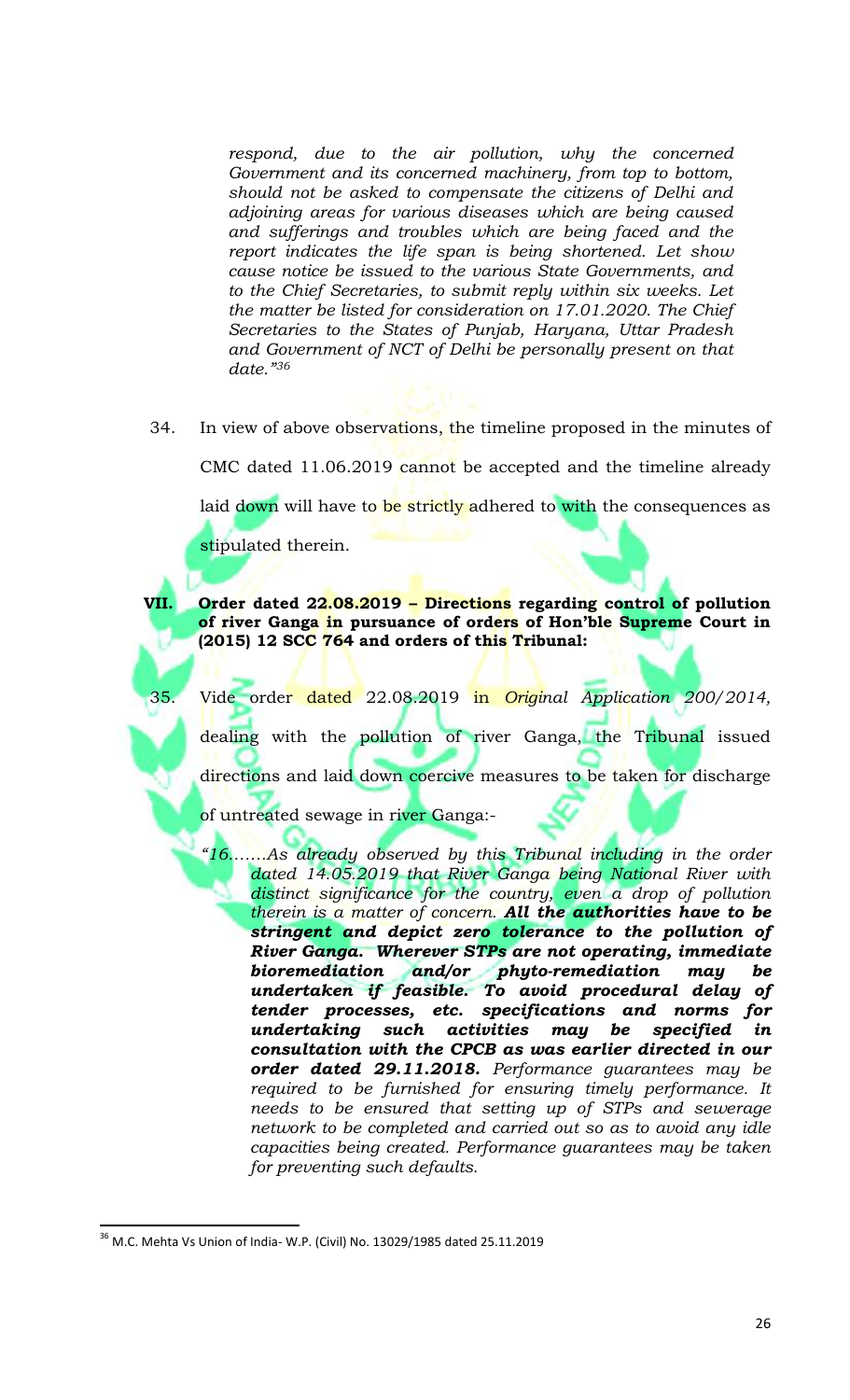*respond, due to the air pollution, why the concerned Government and its concerned machinery, from top to bottom, should not be asked to compensate the citizens of Delhi and adjoining areas for various diseases which are being caused and sufferings and troubles which are being faced and the report indicates the life span is being shortened. Let show cause notice be issued to the various State Governments, and to the Chief Secretaries, to submit reply within six weeks. Let the matter be listed for consideration on 17.01.2020. The Chief Secretaries to the States of Punjab, Haryana, Uttar Pradesh and Government of NCT of Delhi be personally present on that date."*[36]

34. In view of above observations, the timeline proposed in the minutes of CMC dated 11.06.2019 cannot be accepted and the timeline already laid down will have to be strictly adhered to with the consequences as stipulated therein.

**VII. Order dated 22.08.2019 – Directions regarding control of pollution of river Ganga in pursuance of orders of Hon'ble Supreme Court in (2015) 12 SCC 764 and orders of this Tribunal:**

35. Vide order dated 22.08.2019 in *Original Application 200/2014,* dealing with the pollution of river Ganga, the Tribunal issued directions and laid down coercive measures to be taken for discharge of untreated sewage in river Ganga:-

> *"16…….As already observed by this Tribunal including in the order dated 14.05.2019 that River Ganga being National River with distinct significance for the country, even a drop of pollution therein is a matter of concern.* ***All the authorities have to be stringent and depict zero tolerance to the pollution of River Ganga. Wherever STPs are not operating, immediate bioremediation and/or phyto-remediation may be undertaken if feasible. To avoid procedural delay of tender processes, etc. specifications and norms for undertaking such activities may be specified in consultation with the CPCB as was earlier directed in our order dated 29.11.2018.*** *Performance guarantees may be required to be furnished for ensuring timely performance. It needs to be ensured that setting up of STPs and sewerage network to be completed and carried out so as to avoid any idle capacities being created. Performance guarantees may be taken for preventing such defaults.*

---

[36] M.C. Mehta Vs Union of India- W.P. (Civil) No. 13029/1985 dated 25.11.2019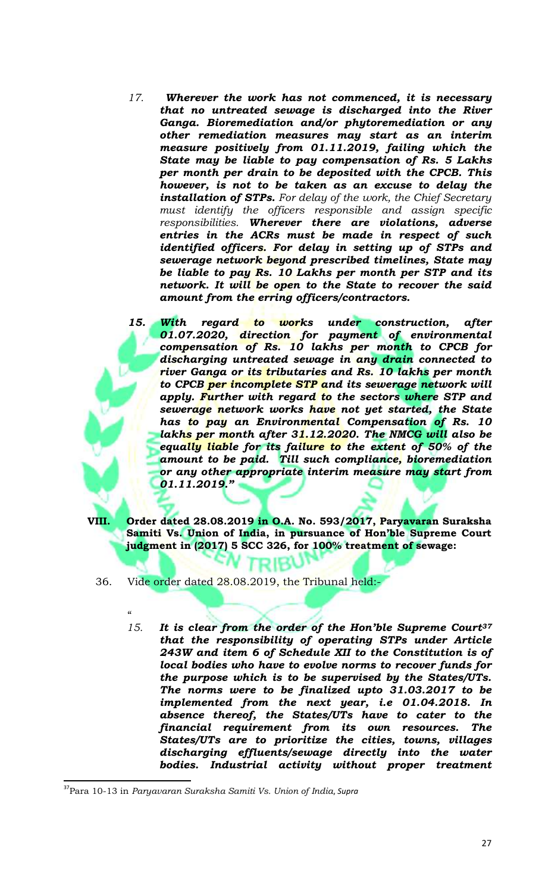*17.* ***Wherever the work has not commenced, it is necessary that no untreated sewage is discharged into the River Ganga. Bioremediation and/or phytoremediation or any other remediation measures may start as an interim measure positively from 01.11.2019, failing which the State may be liable to pay compensation of Rs. 5 Lakhs per month per drain to be deposited with the CPCB. This however, is not to be taken as an excuse to delay the installation of STPs.*** *For delay of the work, the Chief Secretary must identify the officers responsible and assign specific responsibilities.* ***Wherever there are violations, adverse entries in the ACRs must be made in respect of such identified officers. For delay in setting up of STPs and sewerage network beyond prescribed timelines, State may be liable to pay Rs. 10 Lakhs per month per STP and its network. It will be open to the State to recover the said amount from the erring officers/contractors.***

***15. With regard to works under construction, after 01.07.2020, direction for payment of environmental compensation of Rs. 10 lakhs per month to CPCB for discharging untreated sewage in any drain connected to river Ganga or its tributaries and Rs. 10 lakhs per month to CPCB per incomplete STP and its sewerage network will apply. Further with regard to the sectors where STP and sewerage network works have not yet started, the State has to pay an Environmental Compensation of Rs. 10 lakhs per month after 31.12.2020. The NMCG will also be equally liable for its failure to the extent of 50% of the amount to be paid. Till such compliance, bioremediation or any other appropriate interim measure may start from 01.11.2019."***

**VIII. Order dated 28.08.2019 in O.A. No. 593/2017, Paryavaran Suraksha Samiti Vs. Union of India, in pursuance of Hon'ble Supreme Court judgment in (2017) 5 SCC 326, for 100% treatment of sewage:**

36. Vide order dated 28.08.2019, the Tribunal held:-

"

***15. It is clear from the order of the Hon'ble Supreme Court[37] that the responsibility of operating STPs under Article 243W and item 6 of Schedule XII to the Constitution is of local bodies who have to evolve norms to recover funds for the purpose which is to be supervised by the States/UTs. The norms were to be finalized upto 31.03.2017 to be implemented from the next year, i.e 01.04.2018. In absence thereof, the States/UTs have to cater to the financial requirement from its own resources. The States/UTs are to prioritize the cities, towns, villages discharging effluents/sewage directly into the water bodies. Industrial activity without proper treatment***

---

[37] Para 10-13 in *Paryavaran Suraksha Samiti Vs. Union of India, Supra*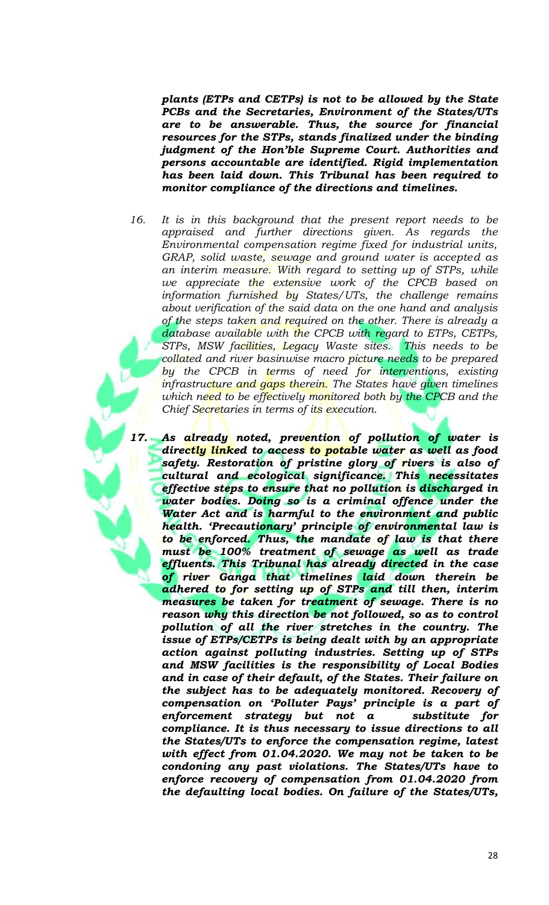***plants (ETPs and CETPs) is not to be allowed by the State PCBs and the Secretaries, Environment of the States/UTs are to be answerable. Thus, the source for financial resources for the STPs, stands finalized under the binding judgment of the Hon'ble Supreme Court. Authorities and persons accountable are identified. Rigid implementation has been laid down. This Tribunal has been required to monitor compliance of the directions and timelines.***

16. *It is in this background that the present report needs to be appraised and further directions given. As regards the Environmental compensation regime fixed for industrial units, GRAP, solid waste, sewage and ground water is accepted as an interim measure. With regard to setting up of STPs, while we appreciate the extensive work of the CPCB based on information furnished by States/UTs, the challenge remains about verification of the said data on the one hand and analysis of the steps taken and required on the other. There is already a database available with the CPCB with regard to ETPs, CETPs, STPs, MSW facilities, Legacy Waste sites. This needs to be collated and river basinwise macro picture needs to be prepared by the CPCB in terms of need for interventions, existing infrastructure and gaps therein. The States have given timelines which need to be effectively monitored both by the CPCB and the Chief Secretaries in terms of its execution.*

17. ***As already noted, prevention of pollution of water is directly linked to access to potable water as well as food safety. Restoration of pristine glory of rivers is also of cultural and ecological significance. This necessitates effective steps to ensure that no pollution is discharged in water bodies. Doing so is a criminal offence under the Water Act and is harmful to the environment and public health. 'Precautionary' principle of environmental law is to be enforced. Thus, the mandate of law is that there must be 100% treatment of sewage as well as trade effluents. This Tribunal has already directed in the case of river Ganga that timelines laid down therein be adhered to for setting up of STPs and till then, interim measures be taken for treatment of sewage. There is no reason why this direction be not followed, so as to control pollution of all the river stretches in the country. The issue of ETPs/CETPs is being dealt with by an appropriate action against polluting industries. Setting up of STPs and MSW facilities is the responsibility of Local Bodies and in case of their default, of the States. Their failure on the subject has to be adequately monitored. Recovery of compensation on 'Polluter Pays' principle is a part of enforcement strategy but not a substitute for compliance. It is thus necessary to issue directions to all the States/UTs to enforce the compensation regime, latest with effect from 01.04.2020. We may not be taken to be condoning any past violations. The States/UTs have to enforce recovery of compensation from 01.04.2020 from the defaulting local bodies. On failure of the States/UTs,***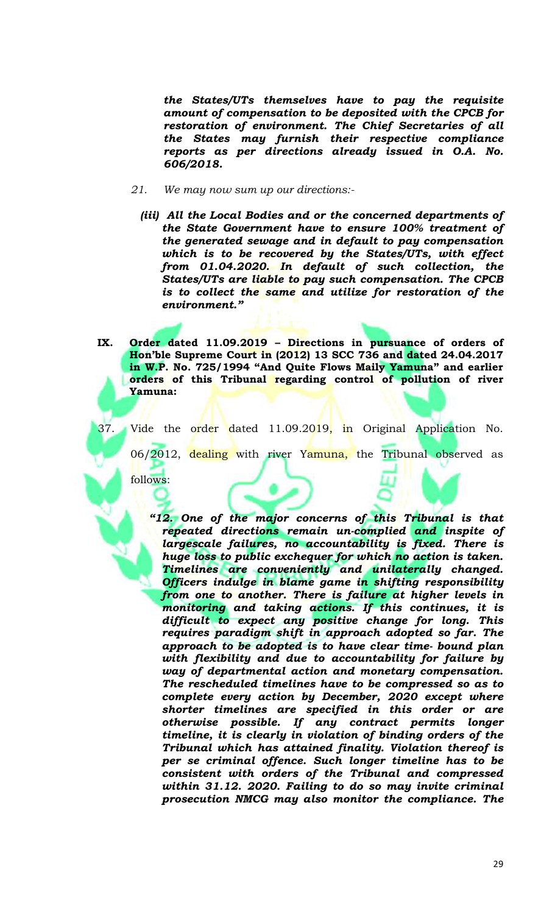***the States/UTs themselves have to pay the requisite amount of compensation to be deposited with the CPCB for restoration of environment. The Chief Secretaries of all the States may furnish their respective compliance reports as per directions already issued in O.A. No. 606/2018.***

*21. We may now sum up our directions:-*

***(iii) All the Local Bodies and or the concerned departments of the State Government have to ensure 100% treatment of the generated sewage and in default to pay compensation which is to be recovered by the States/UTs, with effect from 01.04.2020. In default of such collection, the States/UTs are liable to pay such compensation. The CPCB is to collect the same and utilize for restoration of the environment."***

**IX. Order dated 11.09.2019 – Directions in pursuance of orders of Hon'ble Supreme Court in (2012) 13 SCC 736 and dated 24.04.2017 in W.P. No. 725/1994 "And Quite Flows Maily Yamuna" and earlier orders of this Tribunal regarding control of pollution of river Yamuna:**

37. Vide the order dated 11.09.2019, in Original Application No. 06/2012, dealing with river Yamuna, the Tribunal observed as follows:

***"12. One of the major concerns of this Tribunal is that repeated directions remain un-complied and inspite of largescale failures, no accountability is fixed. There is huge loss to public exchequer for which no action is taken. Timelines are conveniently and unilaterally changed. Officers indulge in blame game in shifting responsibility from one to another. There is failure at higher levels in monitoring and taking actions. If this continues, it is difficult to expect any positive change for long. This requires paradigm shift in approach adopted so far. The approach to be adopted is to have clear time- bound plan with flexibility and due to accountability for failure by way of departmental action and monetary compensation. The rescheduled timelines have to be compressed so as to complete every action by December, 2020 except where shorter timelines are specified in this order or are otherwise possible. If any contract permits longer timeline, it is clearly in violation of binding orders of the Tribunal which has attained finality. Violation thereof is per se criminal offence. Such longer timeline has to be consistent with orders of the Tribunal and compressed within 31.12. 2020. Failing to do so may invite criminal prosecution NMCG may also monitor the compliance. The***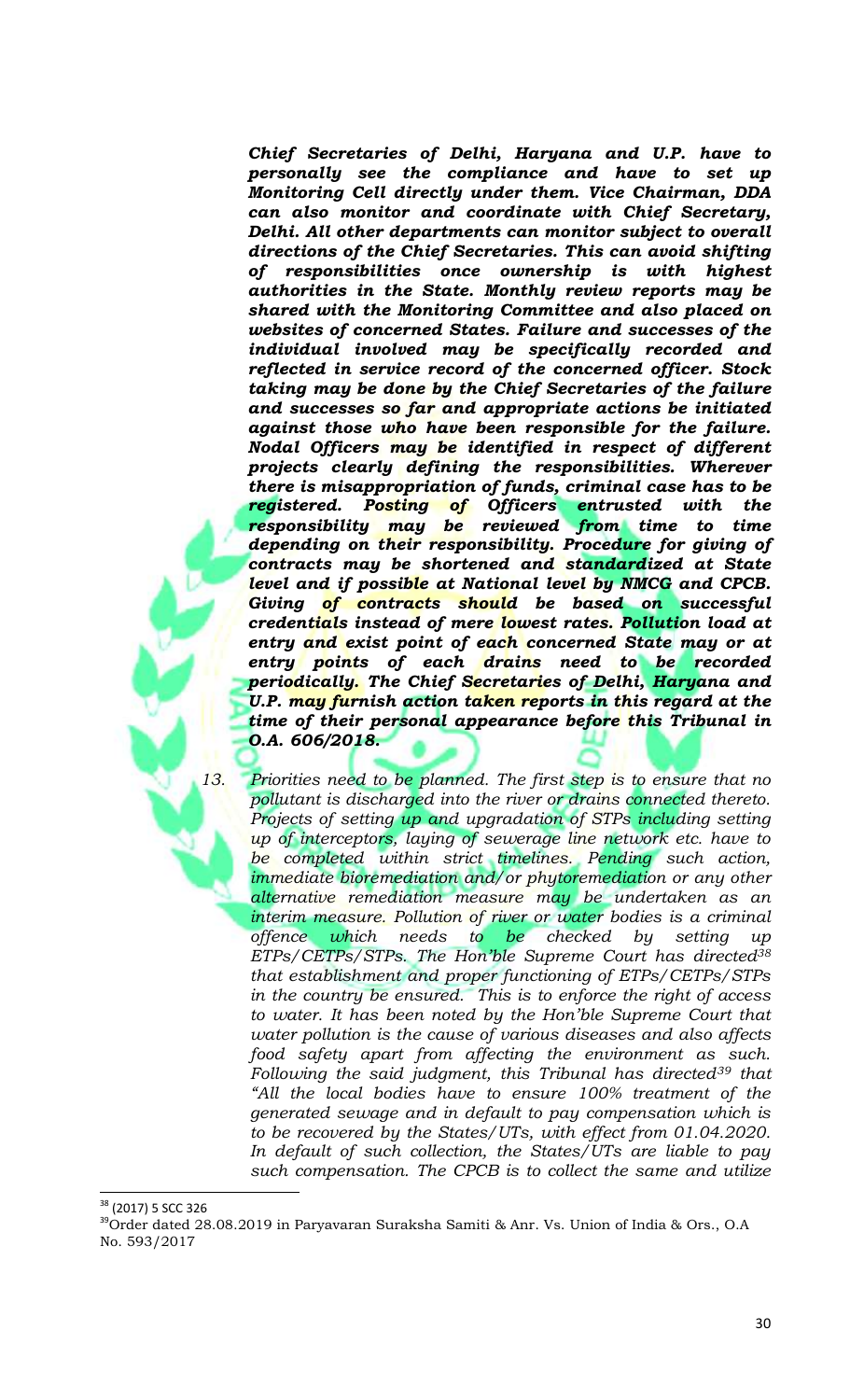***Chief Secretaries of Delhi, Haryana and U.P. have to personally see the compliance and have to set up Monitoring Cell directly under them. Vice Chairman, DDA can also monitor and coordinate with Chief Secretary, Delhi. All other departments can monitor subject to overall directions of the Chief Secretaries. This can avoid shifting of responsibilities once ownership is with highest authorities in the State. Monthly review reports may be shared with the Monitoring Committee and also placed on websites of concerned States. Failure and successes of the individual involved may be specifically recorded and reflected in service record of the concerned officer. Stock taking may be done by the Chief Secretaries of the failure and successes so far and appropriate actions be initiated against those who have been responsible for the failure. Nodal Officers may be identified in respect of different projects clearly defining the responsibilities. Wherever there is misappropriation of funds, criminal case has to be registered. Posting of Officers entrusted with the responsibility may be reviewed from time to time depending on their responsibility. Procedure for giving of contracts may be shortened and standardized at State level and if possible at National level by NMCG and CPCB. Giving of contracts should be based on successful credentials instead of mere lowest rates. Pollution load at entry and exist point of each concerned State may or at entry points of each drains need to be recorded periodically. The Chief Secretaries of Delhi, Haryana and U.P. may furnish action taken reports in this regard at the time of their personal appearance before this Tribunal in O.A. 606/2018.***

13. *Priorities need to be planned. The first step is to ensure that no pollutant is discharged into the river or drains connected thereto. Projects of setting up and upgradation of STPs including setting up of interceptors, laying of sewerage line network etc. have to be completed within strict timelines. Pending such action, immediate bioremediation and/or phytoremediation or any other alternative remediation measure may be undertaken as an interim measure. Pollution of river or water bodies is a criminal offence which needs to be checked by setting up ETPs/CETPs/STPs. The Hon'ble Supreme Court has directed[38] that establishment and proper functioning of ETPs/CETPs/STPs in the country be ensured. This is to enforce the right of access to water. It has been noted by the Hon'ble Supreme Court that water pollution is the cause of various diseases and also affects food safety apart from affecting the environment as such. Following the said judgment, this Tribunal has directed[39] that "All the local bodies have to ensure 100% treatment of the generated sewage and in default to pay compensation which is to be recovered by the States/UTs, with effect from 01.04.2020. In default of such collection, the States/UTs are liable to pay such compensation. The CPCB is to collect the same and utilize*

---

[38] (2017) 5 SCC 326

[39] Order dated 28.08.2019 in Paryavaran Suraksha Samiti & Anr. Vs. Union of India & Ors., O.A No. 593/2017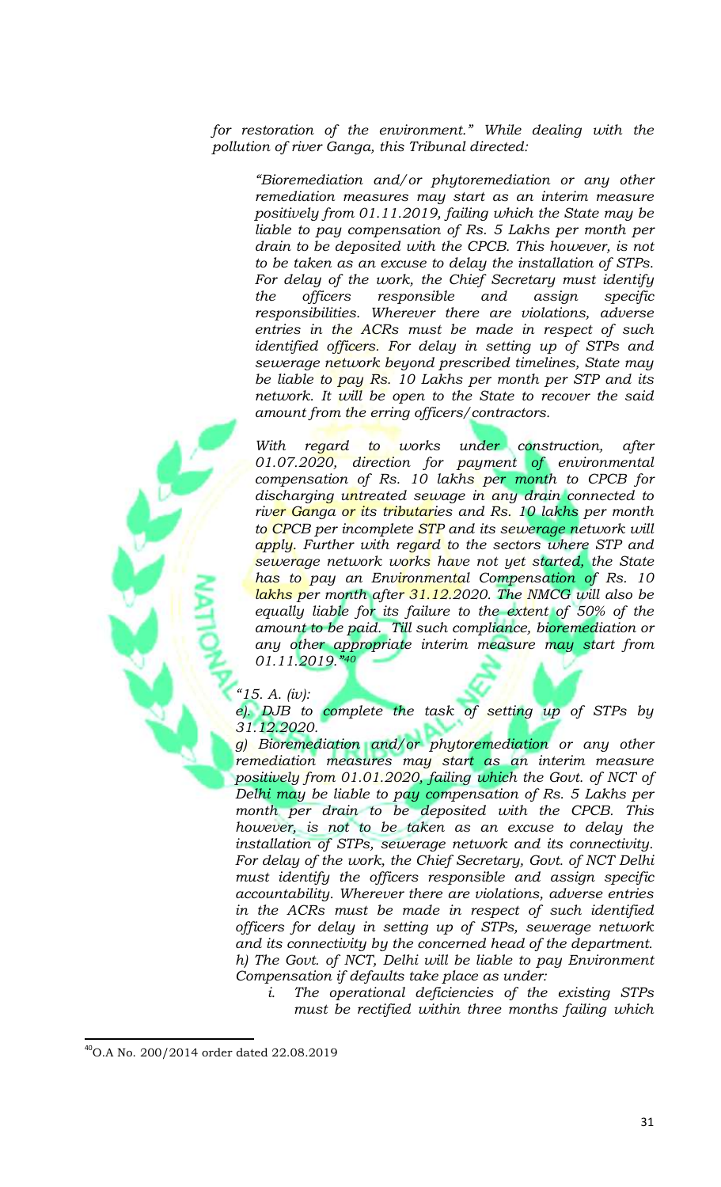*for restoration of the environment." While dealing with the pollution of river Ganga, this Tribunal directed:*

> *"Bioremediation and/or phytoremediation or any other remediation measures may start as an interim measure positively from 01.11.2019, failing which the State may be liable to pay compensation of Rs. 5 Lakhs per month per drain to be deposited with the CPCB. This however, is not to be taken as an excuse to delay the installation of STPs. For delay of the work, the Chief Secretary must identify the officers responsible and assign specific responsibilities. Wherever there are violations, adverse entries in the ACRs must be made in respect of such identified officers. For delay in setting up of STPs and sewerage network beyond prescribed timelines, State may be liable to pay Rs. 10 Lakhs per month per STP and its network. It will be open to the State to recover the said amount from the erring officers/contractors.*
>
> *With regard to works under construction, after 01.07.2020, direction for payment of environmental compensation of Rs. 10 lakhs per month to CPCB for discharging untreated sewage in any drain connected to river Ganga or its tributaries and Rs. 10 lakhs per month to CPCB per incomplete STP and its sewerage network will apply. Further with regard to the sectors where STP and sewerage network works have not yet started, the State has to pay an Environmental Compensation of Rs. 10 lakhs per month after 31.12.2020. The NMCG will also be equally liable for its failure to the extent of 50% of the amount to be paid. Till such compliance, bioremediation or any other appropriate interim measure may start from 01.11.2019."*[40]
>
> *"15. A. (iv):*
>
> *e). DJB to complete the task of setting up of STPs by 31.12.2020.*
>
> *g) Bioremediation and/or phytoremediation or any other remediation measures may start as an interim measure positively from 01.01.2020, failing which the Govt. of NCT of Delhi may be liable to pay compensation of Rs. 5 Lakhs per month per drain to be deposited with the CPCB. This however, is not to be taken as an excuse to delay the installation of STPs, sewerage network and its connectivity. For delay of the work, the Chief Secretary, Govt. of NCT Delhi must identify the officers responsible and assign specific accountability. Wherever there are violations, adverse entries in the ACRs must be made in respect of such identified officers for delay in setting up of STPs, sewerage network and its connectivity by the concerned head of the department.*
>
> *h) The Govt. of NCT, Delhi will be liable to pay Environment Compensation if defaults take place as under:*
>
> *i. The operational deficiencies of the existing STPs must be rectified within three months failing which*

---

[40] O.A No. 200/2014 order dated 22.08.2019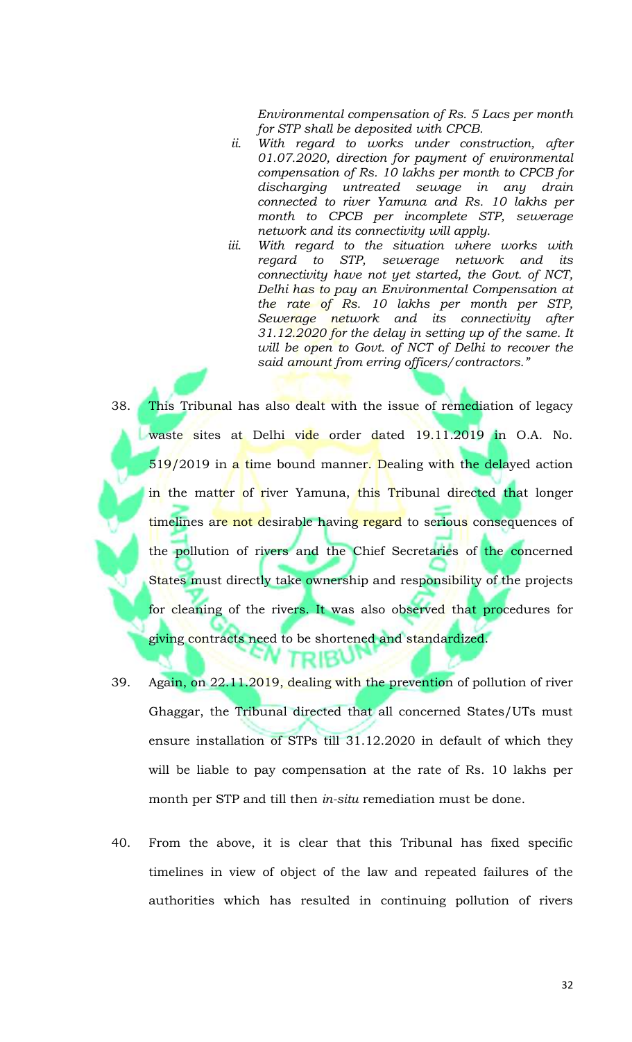*Environmental compensation of Rs. 5 Lacs per month for STP shall be deposited with CPCB.*

ii. *With regard to works under construction, after 01.07.2020, direction for payment of environmental compensation of Rs. 10 lakhs per month to CPCB for discharging untreated sewage in any drain connected to river Yamuna and Rs. 10 lakhs per month to CPCB per incomplete STP, sewerage network and its connectivity will apply.*

iii. *With regard to the situation where works with regard to STP, sewerage network and its connectivity have not yet started, the Govt. of NCT, Delhi has to pay an Environmental Compensation at the rate of Rs. 10 lakhs per month per STP, Sewerage network and its connectivity after 31.12.2020 for the delay in setting up of the same. It will be open to Govt. of NCT of Delhi to recover the said amount from erring officers/contractors."*

38. This Tribunal has also dealt with the issue of remediation of legacy waste sites at Delhi vide order dated 19.11.2019 in O.A. No. 519/2019 in a time bound manner. Dealing with the delayed action in the matter of river Yamuna, this Tribunal directed that longer timelines are not desirable having regard to serious consequences of the pollution of rivers and the Chief Secretaries of the concerned States must directly take ownership and responsibility of the projects for cleaning of the rivers. It was also observed that procedures for giving contracts need to be shortened and standardized.

39. Again, on 22.11.2019, dealing with the prevention of pollution of river Ghaggar, the Tribunal directed that all concerned States/UTs must ensure installation of STPs till 31.12.2020 in default of which they will be liable to pay compensation at the rate of Rs. 10 lakhs per month per STP and till then *in-situ* remediation must be done.

40. From the above, it is clear that this Tribunal has fixed specific timelines in view of object of the law and repeated failures of the authorities which has resulted in continuing pollution of rivers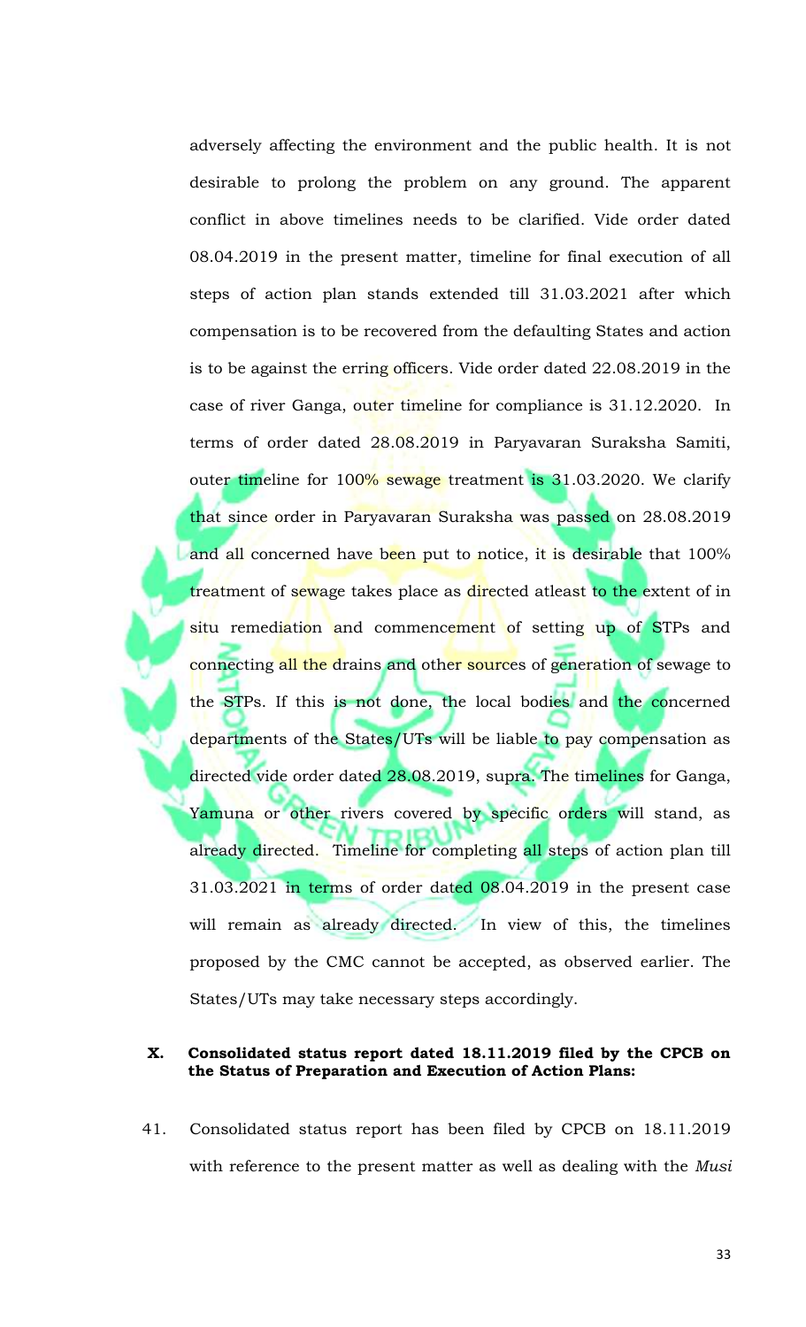adversely affecting the environment and the public health. It is not desirable to prolong the problem on any ground. The apparent conflict in above timelines needs to be clarified. Vide order dated 08.04.2019 in the present matter, timeline for final execution of all steps of action plan stands extended till 31.03.2021 after which compensation is to be recovered from the defaulting States and action is to be against the erring officers. Vide order dated 22.08.2019 in the case of river Ganga, outer timeline for compliance is 31.12.2020. In terms of order dated 28.08.2019 in Paryavaran Suraksha Samiti, outer timeline for 100% sewage treatment is 31.03.2020. We clarify that since order in Paryavaran Suraksha was passed on 28.08.2019 and all concerned have been put to notice, it is desirable that 100% treatment of sewage takes place as directed atleast to the extent of in situ remediation and commencement of setting up of STPs and connecting all the drains and other sources of generation of sewage to the STPs. If this is not done, the local bodies and the concerned departments of the States/UTs will be liable to pay compensation as directed vide order dated 28.08.2019, supra. The timelines for Ganga, Yamuna or other rivers covered by specific orders will stand, as already directed. Timeline for completing all steps of action plan till 31.03.2021 in terms of order dated 08.04.2019 in the present case will remain as already directed. In view of this, the timelines proposed by the CMC cannot be accepted, as observed earlier. The States/UTs may take necessary steps accordingly.

**X. Consolidated status report dated 18.11.2019 filed by the CPCB on the Status of Preparation and Execution of Action Plans:**

41. Consolidated status report has been filed by CPCB on 18.11.2019 with reference to the present matter as well as dealing with the *Musi*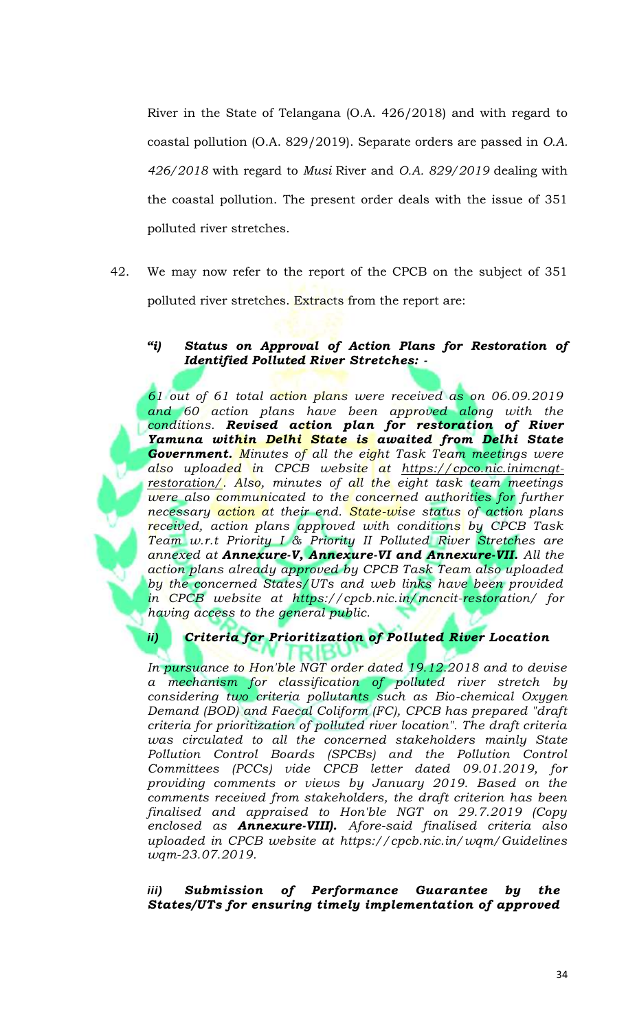River in the State of Telangana (O.A. 426/2018) and with regard to coastal pollution (O.A. 829/2019). Separate orders are passed in *O.A. 426/2018* with regard to *Musi* River and *O.A. 829/2019* dealing with the coastal pollution. The present order deals with the issue of 351 polluted river stretches.

42. We may now refer to the report of the CPCB on the subject of 351 polluted river stretches. Extracts from the report are:

> ***"i) Status on Approval of Action Plans for Restoration of Identified Polluted River Stretches: -***
>
> *61 out of 61 total action plans were received as on 06.09.2019 and 60 action plans have been approved along with the conditions.* ***Revised action plan for restoration of River Yamuna within Delhi State is awaited from Delhi State Government.*** *Minutes of all the eight Task Team meetings were also uploaded in CPCB website at https://cpco.nic.inimcngt-restoration/. Also, minutes of all the eight task team meetings were also communicated to the concerned authorities for further necessary action at their end. State-wise status of action plans received, action plans approved with conditions by CPCB Task Team w.r.t Priority I & Priority II Polluted River Stretches are annexed at* ***Annexure-V, Annexure-VI and Annexure-VII.*** *All the action plans already approved by CPCB Task Team also uploaded by the concerned States/UTs and web links have been provided in CPCB website at https://cpcb.nic.in/mcncit-restoration/ for having access to the general public.*
>
> ***ii) Criteria for Prioritization of Polluted River Location***
>
> *In pursuance to Hon'ble NGT order dated 19.12.2018 and to devise a mechanism for classification of polluted river stretch by considering two criteria pollutants such as Bio-chemical Oxygen Demand (BOD) and Faecal Coliform (FC), CPCB has prepared "draft criteria for prioritization of polluted river location". The draft criteria was circulated to all the concerned stakeholders mainly State Pollution Control Boards (SPCBs) and the Pollution Control Committees (PCCs) vide CPCB letter dated 09.01.2019, for providing comments or views by January 2019. Based on the comments received from stakeholders, the draft criterion has been finalised and appraised to Hon'ble NGT on 29.7.2019 (Copy enclosed as* ***Annexure-VIII).*** *Afore-said finalised criteria also uploaded in CPCB website at https://cpcb.nic.in/wqm/Guidelines wqm-23.07.2019.*
>
> ***iii) Submission of Performance Guarantee by the States/UTs for ensuring timely implementation of approved***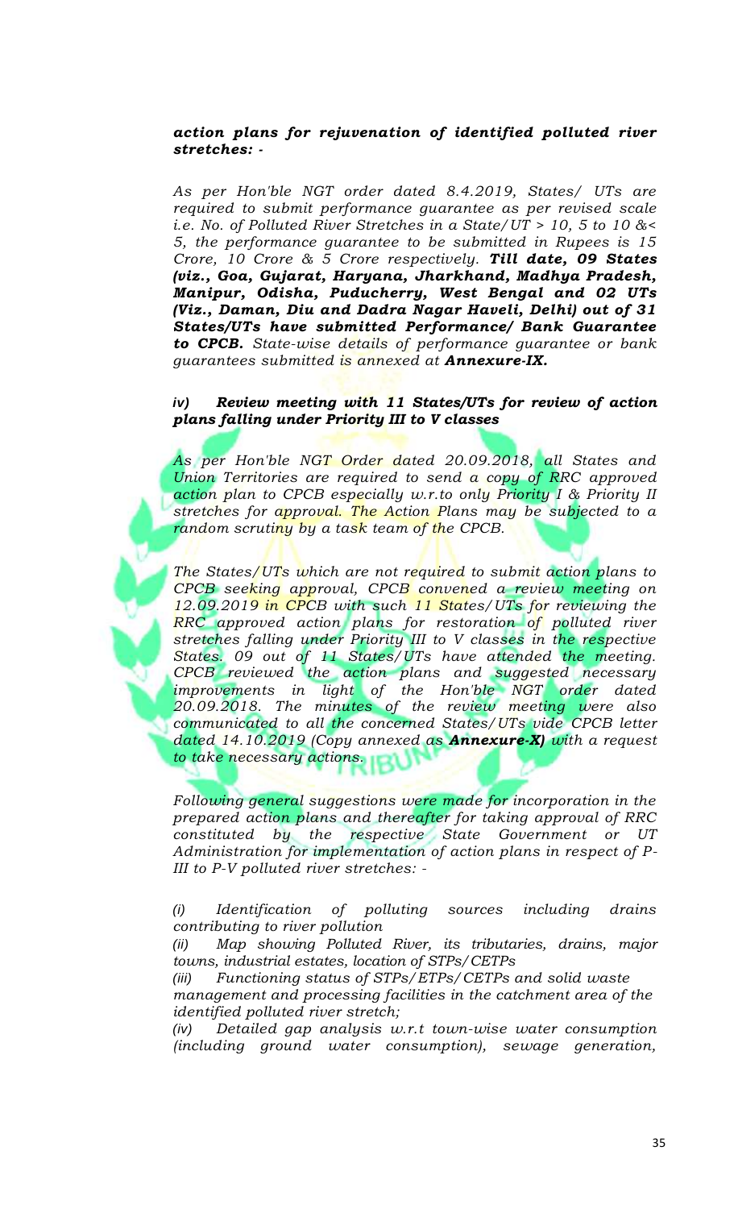***action plans for rejuvenation of identified polluted river stretches: -***

*As per Hon'ble NGT order dated 8.4.2019, States/ UTs are required to submit performance guarantee as per revised scale i.e. No. of Polluted River Stretches in a State/UT > 10, 5 to 10 &< 5, the performance guarantee to be submitted in Rupees is 15 Crore, 10 Crore & 5 Crore respectively.* ***Till date, 09 States (viz., Goa, Gujarat, Haryana, Jharkhand, Madhya Pradesh, Manipur, Odisha, Puducherry, West Bengal and 02 UTs (Viz., Daman, Diu and Dadra Nagar Haveli, Delhi) out of 31 States/UTs have submitted Performance/ Bank Guarantee to CPCB.*** *State-wise details of performance guarantee or bank guarantees submitted is annexed at* ***Annexure-IX.***

### *iv) Review meeting with 11 States/UTs for review of action plans falling under Priority III to V classes*

*As per Hon'ble NGT Order dated 20.09.2018, all States and Union Territories are required to send a copy of RRC approved action plan to CPCB especially w.r.to only Priority I & Priority II stretches for approval. The Action Plans may be subjected to a random scrutiny by a task team of the CPCB.*

*The States/UTs which are not required to submit action plans to CPCB seeking approval, CPCB convened a review meeting on 12.09.2019 in CPCB with such 11 States/UTs for reviewing the RRC approved action plans for restoration of polluted river stretches falling under Priority III to V classes in the respective States. 09 out of 11 States/UTs have attended the meeting. CPCB reviewed the action plans and suggested necessary improvements in light of the Hon'ble NGT order dated 20.09.2018. The minutes of the review meeting were also communicated to all the concerned States/UTs vide CPCB letter dated 14.10.2019 (Copy annexed as* ***Annexure-X)*** *with a request to take necessary actions.*

*Following general suggestions were made for incorporation in the prepared action plans and thereafter for taking approval of RRC constituted by the respective State Government or UT Administration for implementation of action plans in respect of P-III to P-V polluted river stretches: -*

*(i) Identification of polluting sources including drains contributing to river pollution*
*(ii) Map showing Polluted River, its tributaries, drains, major towns, industrial estates, location of STPs/CETPs*
*(iii) Functioning status of STPs/ETPs/CETPs and solid waste management and processing facilities in the catchment area of the identified polluted river stretch;*
*(iv) Detailed gap analysis w.r.t town-wise water consumption (including ground water consumption), sewage generation,*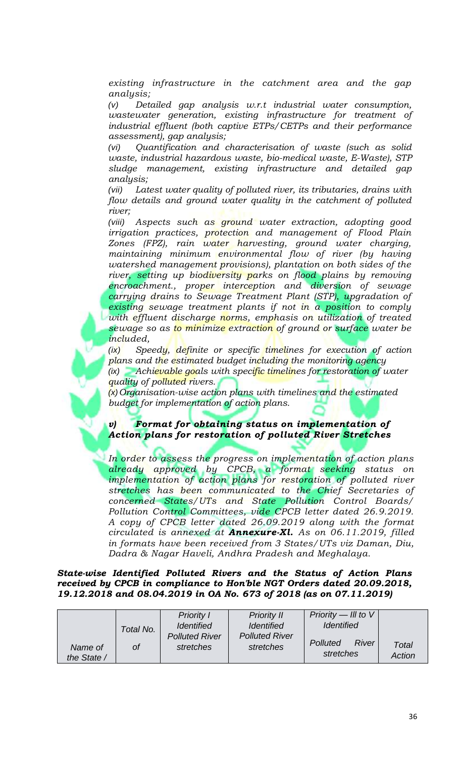*existing infrastructure in the catchment area and the gap analysis;*

*(v) Detailed gap analysis w.r.t industrial water consumption, wastewater generation, existing infrastructure for treatment of industrial effluent (both captive ETPs/CETPs and their performance assessment), gap analysis;*

*(vi) Quantification and characterisation of waste (such as solid waste, industrial hazardous waste, bio-medical waste, E-Waste), STP sludge management, existing infrastructure and detailed gap analysis;*

*(vii) Latest water quality of polluted river, its tributaries, drains with flow details and ground water quality in the catchment of polluted river;*

*(viii) Aspects such as ground water extraction, adopting good irrigation practices, protection and management of Flood Plain Zones (FPZ), rain water harvesting, ground water charging, maintaining minimum environmental flow of river (by having watershed management provisions), plantation on both sides of the river, setting up biodiversity parks on flood plains by removing encroachment., proper interception and diversion of sewage carrying drains to Sewage Treatment Plant (STP), upgradation of existing sewage treatment plants if not in a position to comply with effluent discharge norms, emphasis on utilization of treated sewage so as to minimize extraction of ground or surface water be included,*

*(ix) Speedy, definite or specific timelines for execution of action plans and the estimated budget including the monitoring agency*

*(ix) Achievable goals with specific timelines for restoration of water quality of polluted rivers.*

*(x) Organisation-wise action plans with timelines and the estimated budget for implementation of action plans.*

### *v) Format for obtaining status on implementation of Action plans for restoration of polluted River Stretches*

*In order to assess the progress on implementation of action plans already approved by CPCB, a format seeking status on implementation of action plans for restoration of polluted river stretches has been communicated to the Chief Secretaries of concerned States/UTs and State Pollution Control Boards/ Pollution Control Committees, vide CPCB letter dated 26.9.2019. A copy of CPCB letter dated 26.09.2019 along with the format circulated is annexed at* ***Annexure-XI.*** *As on 06.11.2019, filled in formats have been received from 3 States/UTs viz Daman, Diu, Dadra & Nagar Haveli, Andhra Pradesh and Meghalaya.*

***State-wise Identified Polluted Rivers and the Status of Action Plans received by CPCB in compliance to Hon'ble NGT Orders dated 20.09.2018, 19.12.2018 and 08.04.2019 in OA No. 673 of 2018 (as on 07.11.2019)***

| Name of the State / | Total No. of | Priority I Identified Polluted River stretches | Priority II Identified Polluted River stretches | Priority — III to V Identified Polluted River stretches | Total Action |
|---|---|---|---|---|---|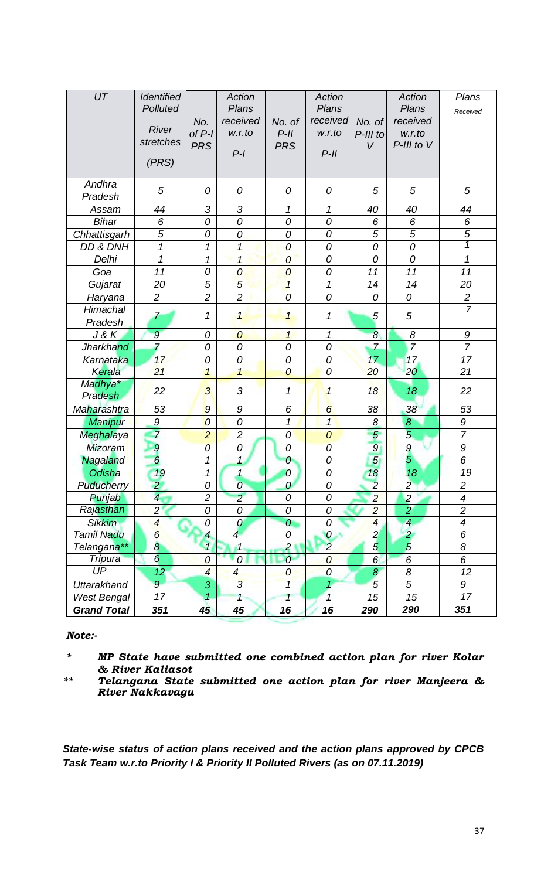| UT | Identified Polluted River stretches (PRS) | No. of P-I PRS | Action Plans received w.r.to P-I | No. of P-II PRS | Action Plans received w.r.to P-II | No. of P-III to V | Action Plans received w.r.to P-III to V | Plans Received |
|---|---|---|---|---|---|---|---|---|
| Andhra Pradesh | 5 | 0 | 0 | 0 | 0 | 5 | 5 | 5 |
| Assam | 44 | 3 | 3 | 1 | 1 | 40 | 40 | 44 |
| Bihar | 6 | 0 | 0 | 0 | 0 | 6 | 6 | 6 |
| Chhattisgarh | 5 | 0 | 0 | 0 | 0 | 5 | 5 | 5 |
| DD & DNH | 1 | 1 | 1 | 0 | 0 | 0 | 0 | 1 |
| Delhi | 1 | 1 | 1 | 0 | 0 | 0 | 0 | 1 |
| Goa | 11 | 0 | 0 | 0 | 0 | 11 | 11 | 11 |
| Gujarat | 20 | 5 | 5 | 1 | 1 | 14 | 14 | 20 |
| Haryana | 2 | 2 | 2 | 0 | 0 | 0 | 0 | 2 |
| Himachal Pradesh | 7 | 1 | 1 | 1 | 1 | 5 | 5 | 7 |
| J & K | 9 | 0 | 0 | 1 | 1 | 8 | 8 | 9 |
| Jharkhand | 7 | 0 | 0 | 0 | 0 | 7 | 7 | 7 |
| Karnataka | 17 | 0 | 0 | 0 | 0 | 17 | 17 | 17 |
| Kerala | 21 | 1 | 1 | 0 | 0 | 20 | 20 | 21 |
| Madhya* Pradesh | 22 | 3 | 3 | 1 | 1 | 18 | 18 | 22 |
| Maharashtra | 53 | 9 | 9 | 6 | 6 | 38 | 38 | 53 |
| Manipur | 9 | 0 | 0 | 1 | 1 | 8 | 8 | 9 |
| Meghalaya | 7 | 2 | 2 | 0 | 0 | 5 | 5 | 7 |
| Mizoram | 9 | 0 | 0 | 0 | 0 | 9 | 9 | 9 |
| Nagaland | 6 | 1 | 1 | 0 | 0 | 5 | 5 | 6 |
| Odisha | 19 | 1 | 1 | 0 | 0 | 18 | 18 | 19 |
| Puducherry | 2 | 0 | 0 | 0 | 0 | 2 | 2 | 2 |
| Punjab | 4 | 2 | 2 | 0 | 0 | 2 | 2 | 4 |
| Rajasthan | 2 | 0 | 0 | 0 | 0 | 2 | 2 | 2 |
| Sikkim | 4 | 0 | 0 | 0 | 0 | 4 | 4 | 4 |
| Tamil Nadu | 6 | 4 | 4 | 0 | 0 | 2 | 2 | 6 |
| Telangana** | 8 | 1 | 1 | 2 | 2 | 5 | 5 | 8 |
| Tripura | 6 | 0 | 0 | 0 | 0 | 6 | 6 | 6 |
| UP | 12 | 4 | 4 | 0 | 0 | 8 | 8 | 12 |
| Uttarakhand | 9 | 3 | 3 | 1 | 1 | 5 | 5 | 9 |
| West Bengal | 17 | 1 | 1 | 1 | 1 | 15 | 15 | 17 |
| **Grand Total** | **351** | **45** | **45** | **16** | **16** | **290** | **290** | **351** |

***Note:-***

- \* ***MP State have submitted one combined action plan for river Kolar & River Kaliasot***
- \*\* ***Telangana State submitted one action plan for river Manjeera & River Nakkavagu***

***State-wise status of action plans received and the action plans approved by CPCB Task Team w.r.to Priority I & Priority II Polluted Rivers (as on 07.11.2019)***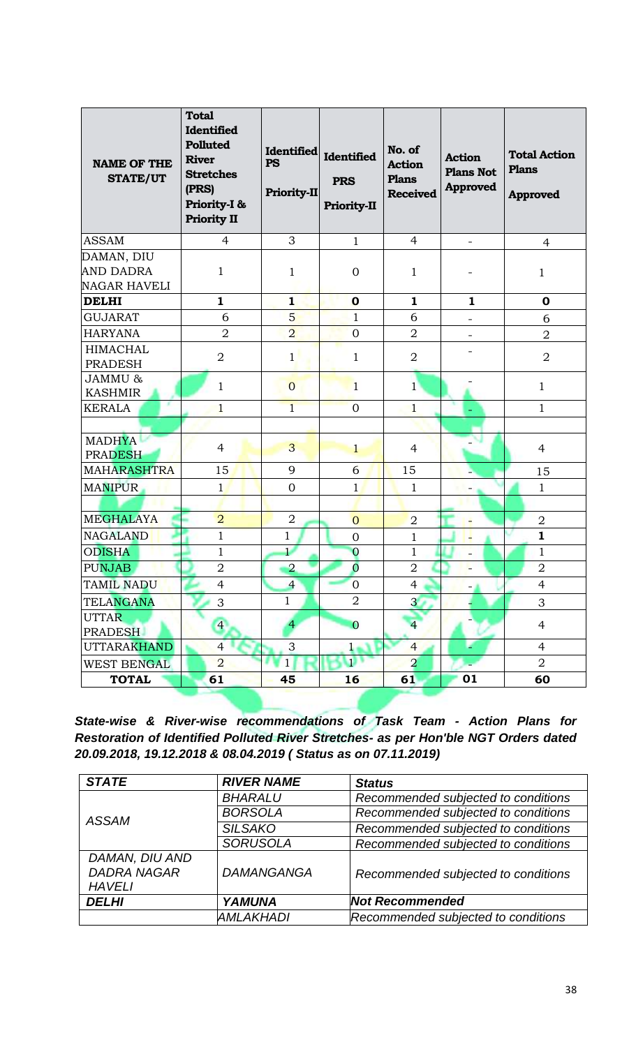| NAME OF THE STATE/UT | Total Identified Polluted River Stretches (PRS) Priority-I & Priority II | Identified PS Priority-II | Identified PRS Priority-II | No. of Action Plans Received | Action Plans Not Approved | Total Action Plans Approved |
|---|---|---|---|---|---|---|
| ASSAM | 4 | 3 | 1 | 4 | - | 4 |
| DAMAN, DIU AND DADRA NAGAR HAVELI | 1 | 1 | 0 | 1 | - | 1 |
| **DELHI** | **1** | **1** | **0** | **1** | **1** | **0** |
| GUJARAT | 6 | 5 | 1 | 6 | - | 6 |
| HARYANA | 2 | 2 | 0 | 2 | - | 2 |
| HIMACHAL PRADESH | 2 | 1 | 1 | 2 | - | 2 |
| JAMMU & KASHMIR | 1 | 0 | 1 | 1 | - | 1 |
| KERALA | 1 | 1 | 0 | 1 | - | 1 |
| | | | | | | |
| MADHYA PRADESH | 4 | 3 | 1 | 4 | - | 4 |
| MAHARASHTRA | 15 | 9 | 6 | 15 | - | 15 |
| MANIPUR | 1 | 0 | 1 | 1 | - | 1 |
| | | | | | | |
| MEGHALAYA | 2 | 2 | 0 | 2 | - | 2 |
| NAGALAND | 1 | 1 | 0 | 1 | - | **1** |
| ODISHA | 1 | 1 | 0 | 1 | - | 1 |
| PUNJAB | 2 | 2 | 0 | 2 | - | 2 |
| TAMIL NADU | 4 | 4 | 0 | 4 | - | 4 |
| TELANGANA | 3 | 1 | 2 | 3 | - | 3 |
| UTTAR PRADESH | 4 | 4 | 0 | 4 | - | 4 |
| UTTARAKHAND | 4 | 3 | 1 | 4 | - | 4 |
| WEST BENGAL | 2 | 1 | 1 | 2 | - | 2 |
| **TOTAL** | **61** | **45** | **16** | **61** | **01** | **60** |

***State-wise & River-wise recommendations of Task Team - Action Plans for Restoration of Identified Polluted River Stretches- as per Hon'ble NGT Orders dated 20.09.2018, 19.12.2018 & 08.04.2019 ( Status as on 07.11.2019)***

| *STATE* | *RIVER NAME* | *Status* |
|---|---|---|
| *ASSAM* | *BHARALU* | *Recommended subjected to conditions* |
| | *BORSOLA* | *Recommended subjected to conditions* |
| | *SILSAKO* | *Recommended subjected to conditions* |
| | *SORUSOLA* | *Recommended subjected to conditions* |
| *DAMAN, DIU AND DADRA NAGAR HAVELI* | *DAMANGANGA* | *Recommended subjected to conditions* |
| ***DELHI*** | ***YAMUNA*** | ***Not Recommended*** |
| | *AMLAKHADI* | *Recommended subjected to conditions* |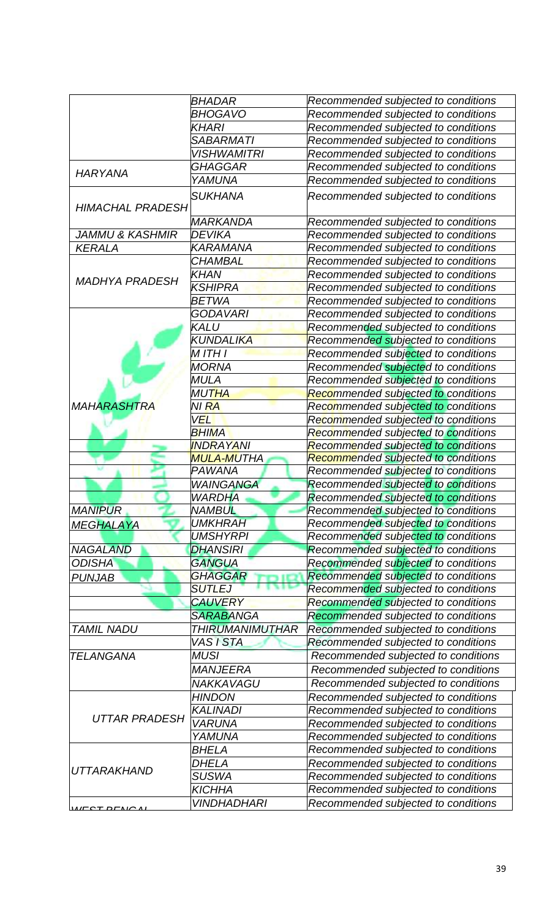| | | |
|---|---|---|
| | BHADAR | Recommended subjected to conditions |
| | BHOGAVO | Recommended subjected to conditions |
| | KHARI | Recommended subjected to conditions |
| | SABARMATI | Recommended subjected to conditions |
| | VISHWAMITRI | Recommended subjected to conditions |
| HARYANA | GHAGGAR | Recommended subjected to conditions |
| | YAMUNA | Recommended subjected to conditions |
| HIMACHAL PRADESH | SUKHANA | Recommended subjected to conditions |
| | MARKANDA | Recommended subjected to conditions |
| JAMMU & KASHMIR | DEVIKA | Recommended subjected to conditions |
| KERALA | KARAMANA | Recommended subjected to conditions |
| MADHYA PRADESH | CHAMBAL | Recommended subjected to conditions |
| | KHAN | Recommended subjected to conditions |
| | KSHIPRA | Recommended subjected to conditions |
| | BETWA | Recommended subjected to conditions |
| MAHARASHTRA | GODAVARI | Recommended subjected to conditions |
| | KALU | Recommended subjected to conditions |
| | KUNDALIKA | Recommended subjected to conditions |
| | M ITH I | Recommended subjected to conditions |
| | MORNA | Recommended subjected to conditions |
| | MULA | Recommended subjected to conditions |
| | MUTHA | Recommended subjected to conditions |
| | NI RA | Recommended subjected to conditions |
| | VEL | Recommended subjected to conditions |
| | BHIMA | Recommended subjected to conditions |
| | INDRAYANI | Recommended subjected to conditions |
| | MULA-MUTHA | Recommended subjected to conditions |
| | PAWANA | Recommended subjected to conditions |
| | WAINGANGA | Recommended subjected to conditions |
| | WARDHA | Recommended subjected to conditions |
| MANIPUR | NAMBUL | Recommended subjected to conditions |
| MEGHALAYA | UMKHRAH | Recommended subjected to conditions |
| | UMSHYRPI | Recommended subjected to conditions |
| NAGALAND | DHANSIRI | Recommended subjected to conditions |
| ODISHA | GANGUA | Recommended subjected to conditions |
| PUNJAB | GHAGGAR | Recommended subjected to conditions |
| | SUTLEJ | Recommended subjected to conditions |
| | CAUVERY | Recommended subjected to conditions |
| | SARABANGA | Recommended subjected to conditions |
| TAMIL NADU | THIRUMANIMUTHAR | Recommended subjected to conditions |
| | VAS I STA | Recommended subjected to conditions |
| TELANGANA | MUSI | Recommended subjected to conditions |
| | MANJEERA | Recommended subjected to conditions |
| | NAKKAVAGU | Recommended subjected to conditions |
| UTTAR PRADESH | HINDON | Recommended subjected to conditions |
| | KALINADI | Recommended subjected to conditions |
| | VARUNA | Recommended subjected to conditions |
| | YAMUNA | Recommended subjected to conditions |
| UTTARAKHAND | BHELA | Recommended subjected to conditions |
| | DHELA | Recommended subjected to conditions |
| | SUSWA | Recommended subjected to conditions |
| | KICHHA | Recommended subjected to conditions |
| WEST BENGAL | VINDHADHARI | Recommended subjected to conditions |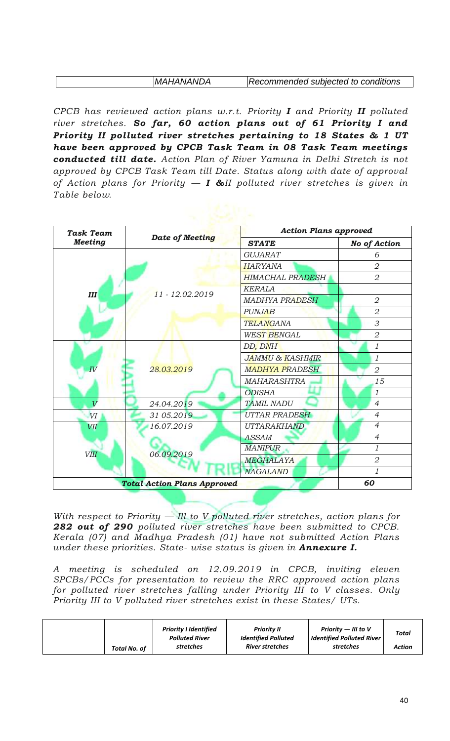| | MAHANANDA | Recommended subjected to conditions |
|---|---|---|

*CPCB has reviewed action plans w.r.t. Priority **I** and Priority **II** polluted river stretches.* ***So far, 60 action plans out of 61 Priority I and Priority II polluted river stretches pertaining to 18 States & 1 UT have been approved by CPCB Task Team in 08 Task Team meetings conducted till date.*** *Action Plan of River Yamuna in Delhi Stretch is not approved by CPCB Task Team till Date. Status along with date of approval of Action plans for Priority — **I &**II polluted river stretches is given in Table below.*

| Task Team Meeting | Date of Meeting | Action Plans approved | |
|---|---|---|---|
| | | STATE | No of Action |
| III | 11 - 12.02.2019 | GUJARAT | 6 |
| | | HARYANA | 2 |
| | | HIMACHAL PRADESH | 2 |
| | | KERALA | |
| | | MADHYA PRADESH | 2 |
| | | PUNJAB | 2 |
| | | TELANGANA | 3 |
| | | WEST BENGAL | 2 |
| IV | 28.03.2019 | DD, DNH | 1 |
| | | JAMMU & KASHMIR | 1 |
| | | MADHYA PRADESH | 2 |
| | | MAHARASHTRA | 15 |
| | | ODISHA | 1 |
| V | 24.04.2019 | TAMIL NADU | 4 |
| VI | 31 05.2019 | UTTAR PRADESH | 4 |
| VII | 16.07.2019 | UTTARAKHAND | 4 |
| VIII | 06.09.2019 | ASSAM | 4 |
| | | MANIPUR | 1 |
| | | MEGHALAYA | 2 |
| | | NAGALAND | 1 |
| **Total Action Plans Approved** | | | **60** |

*With respect to Priority — Ill to V polluted river stretches, action plans for* ***282 out of 290*** *polluted river stretches have been submitted to CPCB. Kerala (07) and Madhya Pradesh (01) have not submitted Action Plans under these priorities. State- wise status is given in* ***Annexure I.***

*A meeting is scheduled on 12.09.2019 in CPCB, inviting eleven SPCBs/PCCs for presentation to review the RRC approved action plans for polluted river stretches falling under Priority III to V classes. Only Priority III to V polluted river stretches exist in these States/ UTs.*

| | Total No. of | Priority I Identified Polluted River stretches | Priority II Identified Polluted River stretches | Priority — III to V Identified Polluted River stretches | Total Action |
|---|---|---|---|---|---|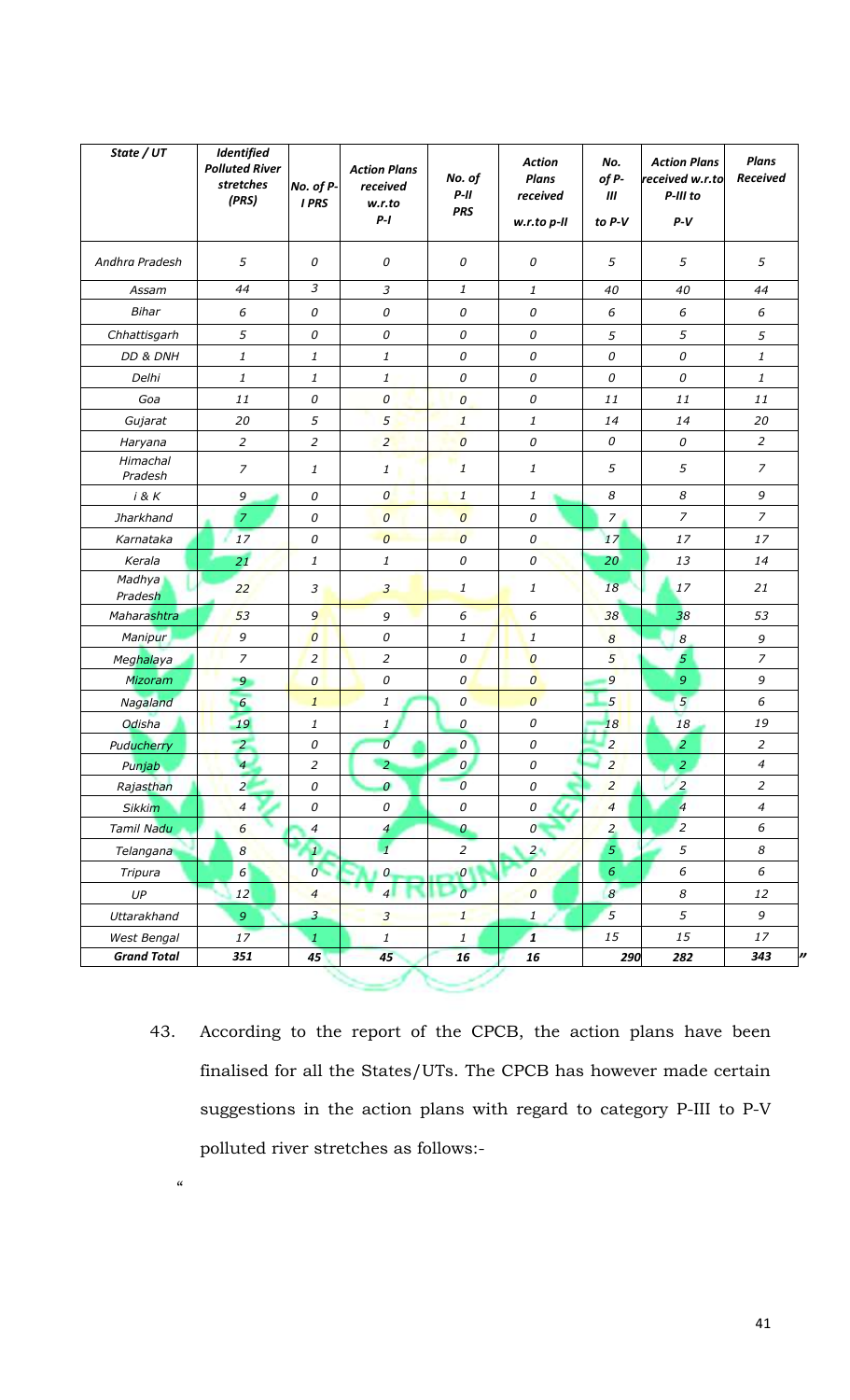| State / UT | Identified Polluted River stretches (PRS) | No. of P-I PRS | Action Plans received w.r.to P-I | No. of P-II PRS | Action Plans received w.r.to p-II | No. of P-III to P-V | Action Plans received w.r.to P-III to P-V | Plans Received |
|---|---|---|---|---|---|---|---|---|
| Andhra Pradesh | 5 | 0 | 0 | 0 | 0 | 5 | 5 | 5 |
| Assam | 44 | 3 | 3 | 1 | 1 | 40 | 40 | 44 |
| Bihar | 6 | 0 | 0 | 0 | 0 | 6 | 6 | 6 |
| Chhattisgarh | 5 | 0 | 0 | 0 | 0 | 5 | 5 | 5 |
| DD & DNH | 1 | 1 | 1 | 0 | 0 | 0 | 0 | 1 |
| Delhi | 1 | 1 | 1 | 0 | 0 | 0 | 0 | 1 |
| Goa | 11 | 0 | 0 | 0 | 0 | 11 | 11 | 11 |
| Gujarat | 20 | 5 | 5 | 1 | 1 | 14 | 14 | 20 |
| Haryana | 2 | 2 | 2 | 0 | 0 | 0 | 0 | 2 |
| Himachal Pradesh | 7 | 1 | 1 | 1 | 1 | 5 | 5 | 7 |
| J & K | 9 | 0 | 0 | 1 | 1 | 8 | 8 | 9 |
| Jharkhand | 7 | 0 | 0 | 0 | 0 | 7 | 7 | 7 |
| Karnataka | 17 | 0 | 0 | 0 | 0 | 17 | 17 | 17 |
| Kerala | 21 | 1 | 1 | 0 | 0 | 20 | 13 | 14 |
| Madhya Pradesh | 22 | 3 | 3 | 1 | 1 | 18 | 17 | 21 |
| Maharashtra | 53 | 9 | 9 | 6 | 6 | 38 | 38 | 53 |
| Manipur | 9 | 0 | 0 | 1 | 1 | 8 | 8 | 9 |
| Meghalaya | 7 | 2 | 2 | 0 | 0 | 5 | 5 | 7 |
| Mizoram | 9 | 0 | 0 | 0 | 0 | 9 | 9 | 9 |
| Nagaland | 6 | 1 | 1 | 0 | 0 | 5 | 5 | 6 |
| Odisha | 19 | 1 | 1 | 0 | 0 | 18 | 18 | 19 |
| Puducherry | 2 | 0 | 0 | 0 | 0 | 2 | 2 | 2 |
| Punjab | 4 | 2 | 2 | 0 | 0 | 2 | 2 | 4 |
| Rajasthan | 2 | 0 | 0 | 0 | 0 | 2 | 2 | 2 |
| Sikkim | 4 | 0 | 0 | 0 | 0 | 4 | 4 | 4 |
| Tamil Nadu | 6 | 4 | 4 | 0 | 0 | 2 | 2 | 6 |
| Telangana | 8 | 1 | 1 | 2 | 2 | 5 | 5 | 8 |
| Tripura | 6 | 0 | 0 | 0 | 0 | 6 | 6 | 6 |
| UP | 12 | 4 | 4 | 0 | 0 | 8 | 8 | 12 |
| Uttarakhand | 9 | 3 | 3 | 1 | 1 | 5 | 5 | 9 |
| West Bengal | 17 | 1 | 1 | 1 | 1 | 15 | 15 | 17 |
| **Grand Total** | **351** | **45** | **45** | **16** | **16** | **290** | **282** | **343** |

"

43. According to the report of the CPCB, the action plans have been finalised for all the States/UTs. The CPCB has however made certain suggestions in the action plans with regard to category P-III to P-V polluted river stretches as follows:-

"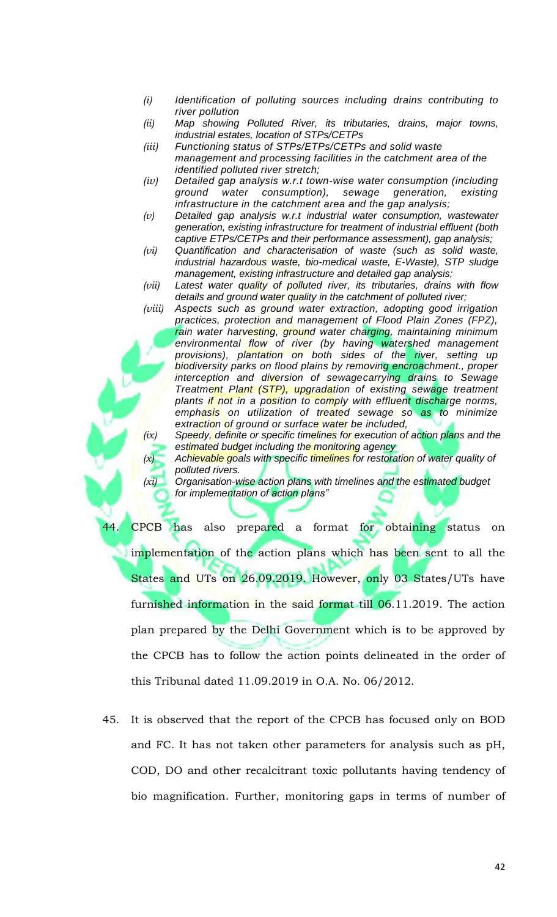*(i) Identification of polluting sources including drains contributing to river pollution*

*(ii) Map showing Polluted River, its tributaries, drains, major towns, industrial estates, location of STPs/CETPs*

*(iii) Functioning status of STPs/ETPs/CETPs and solid waste management and processing facilities in the catchment area of the identified polluted river stretch;*

*(iv) Detailed gap analysis w.r.t town-wise water consumption (including ground water consumption), sewage generation, existing infrastructure in the catchment area and the gap analysis;*

*(v) Detailed gap analysis w.r.t industrial water consumption, wastewater generation, existing infrastructure for treatment of industrial effluent (both captive ETPs/CETPs and their performance assessment), gap analysis;*

*(vi) Quantification and characterisation of waste (such as solid waste, industrial hazardous waste, bio-medical waste, E-Waste), STP sludge management, existing infrastructure and detailed gap analysis;*

*(vii) Latest water quality of polluted river, its tributaries, drains with flow details and ground water quality in the catchment of polluted river;*

*(viii) Aspects such as ground water extraction, adopting good irrigation practices, protection and management of Flood Plain Zones (FPZ), rain water harvesting, ground water charging, maintaining minimum environmental flow of river (by having watershed management provisions), plantation on both sides of the river, setting up biodiversity parks on flood plains by removing encroachment., proper interception and diversion of sewagecarrying drains to Sewage Treatment Plant (STP), upgradation of existing sewage treatment plants if not in a position to comply with effluent discharge norms, emphasis on utilization of treated sewage so as to minimize extraction of ground or surface water be included,*

*(ix) Speedy, definite or specific timelines for execution of action plans and the estimated budget including the monitoring agency*

*(x) Achievable goals with specific timelines for restoration of water quality of polluted rivers.*

*(xi) Organisation-wise action plans with timelines and the estimated budget for implementation of action plans"*

44. CPCB has also prepared a format for obtaining status on implementation of the action plans which has been sent to all the States and UTs on 26.09.2019. However, only 03 States/UTs have furnished information in the said format till 06.11.2019. The action plan prepared by the Delhi Government which is to be approved by the CPCB has to follow the action points delineated in the order of this Tribunal dated 11.09.2019 in O.A. No. 06/2012.

45. It is observed that the report of the CPCB has focused only on BOD and FC. It has not taken other parameters for analysis such as pH, COD, DO and other recalcitrant toxic pollutants having tendency of bio magnification. Further, monitoring gaps in terms of number of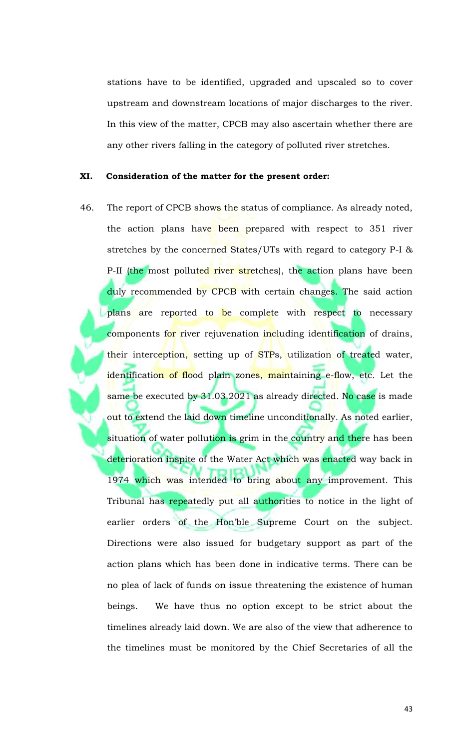stations have to be identified, upgraded and upscaled so to cover upstream and downstream locations of major discharges to the river. In this view of the matter, CPCB may also ascertain whether there are any other rivers falling in the category of polluted river stretches.

**XI. Consideration of the matter for the present order:**

46. The report of CPCB shows the status of compliance. As already noted, the action plans have been prepared with respect to 351 river stretches by the concerned States/UTs with regard to category P-I & P-II (the most polluted river stretches), the action plans have been duly recommended by CPCB with certain changes. The said action plans are reported to be complete with respect to necessary components for river rejuvenation including identification of drains, their interception, setting up of STPs, utilization of treated water, identification of flood plain zones, maintaining e-flow, etc. Let the same be executed by 31.03.2021 as already directed. No case is made out to extend the laid down timeline unconditionally. As noted earlier, situation of water pollution is grim in the country and there has been deterioration inspite of the Water Act which was enacted way back in 1974 which was intended to bring about any improvement. This Tribunal has repeatedly put all authorities to notice in the light of earlier orders of the Hon'ble Supreme Court on the subject. Directions were also issued for budgetary support as part of the action plans which has been done in indicative terms. There can be no plea of lack of funds on issue threatening the existence of human beings. We have thus no option except to be strict about the timelines already laid down. We are also of the view that adherence to the timelines must be monitored by the Chief Secretaries of all the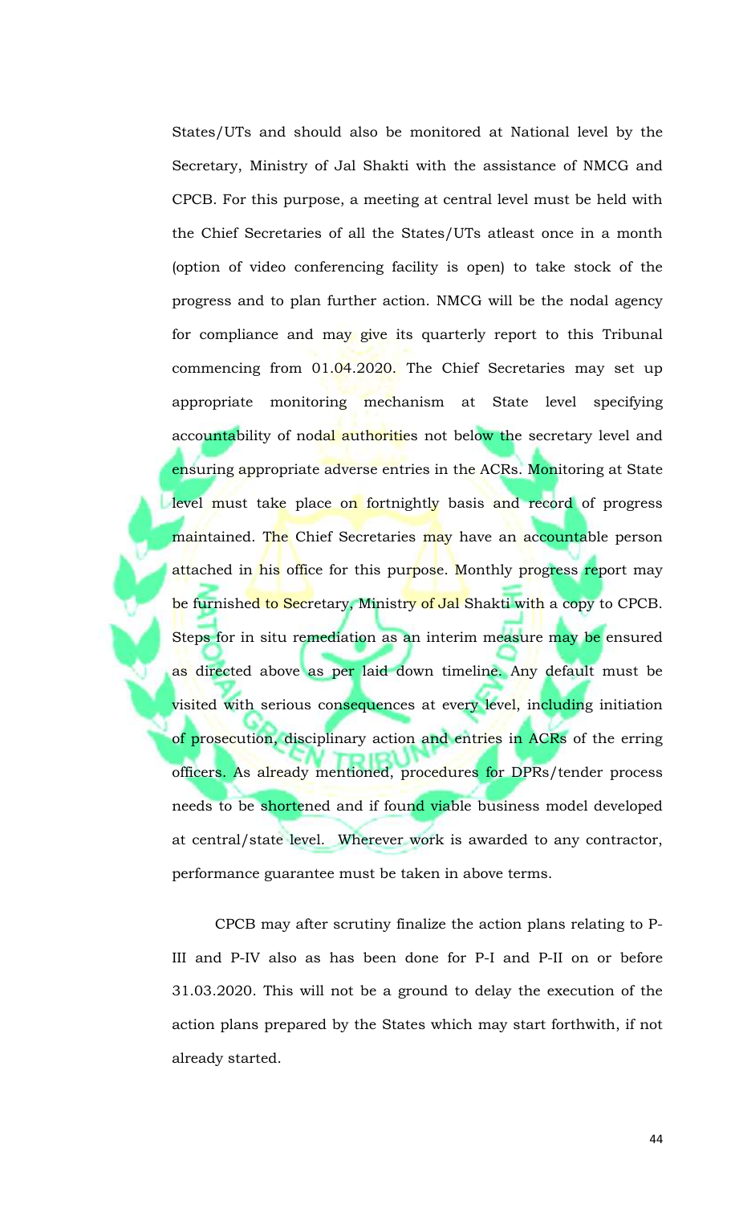States/UTs and should also be monitored at National level by the Secretary, Ministry of Jal Shakti with the assistance of NMCG and CPCB. For this purpose, a meeting at central level must be held with the Chief Secretaries of all the States/UTs atleast once in a month (option of video conferencing facility is open) to take stock of the progress and to plan further action. NMCG will be the nodal agency for compliance and may give its quarterly report to this Tribunal commencing from 01.04.2020. The Chief Secretaries may set up appropriate monitoring mechanism at State level specifying accountability of nodal authorities not below the secretary level and ensuring appropriate adverse entries in the ACRs. Monitoring at State level must take place on fortnightly basis and record of progress maintained. The Chief Secretaries may have an accountable person attached in his office for this purpose. Monthly progress report may be furnished to Secretary, Ministry of Jal Shakti with a copy to CPCB. Steps for in situ remediation as an interim measure may be ensured as directed above as per laid down timeline. Any default must be visited with serious consequences at every level, including initiation of prosecution, disciplinary action and entries in ACRs of the erring officers. As already mentioned, procedures for DPRs/tender process needs to be shortened and if found viable business model developed at central/state level. Wherever work is awarded to any contractor, performance guarantee must be taken in above terms.

CPCB may after scrutiny finalize the action plans relating to P-III and P-IV also as has been done for P-I and P-II on or before 31.03.2020. This will not be a ground to delay the execution of the action plans prepared by the States which may start forthwith, if not already started.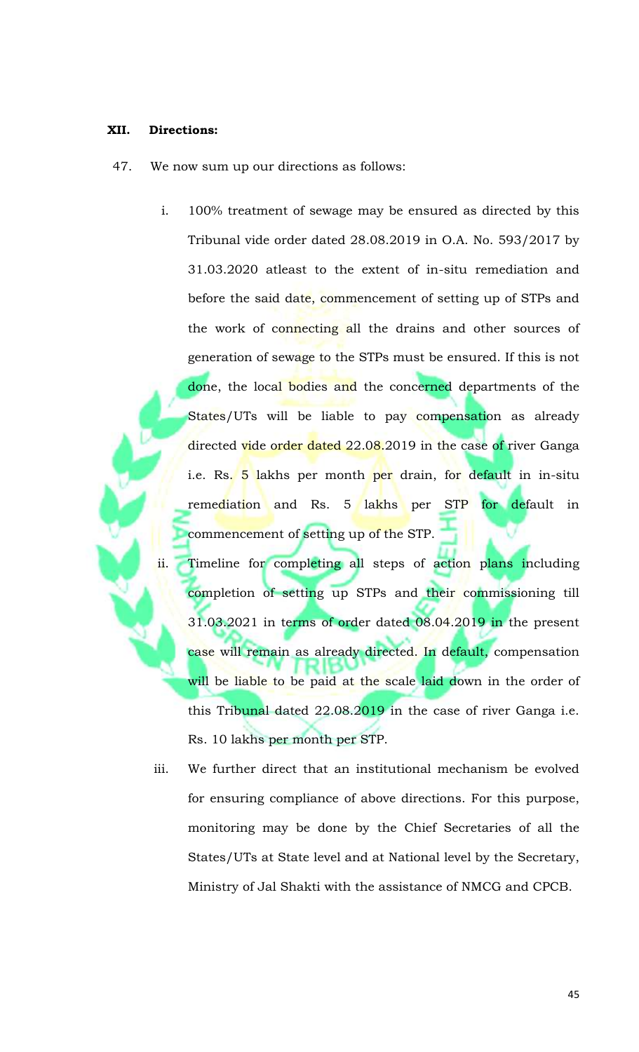**XII. Directions:**

47. We now sum up our directions as follows:

   i. 100% treatment of sewage may be ensured as directed by this Tribunal vide order dated 28.08.2019 in O.A. No. 593/2017 by 31.03.2020 atleast to the extent of in-situ remediation and before the said date, commencement of setting up of STPs and the work of connecting all the drains and other sources of generation of sewage to the STPs must be ensured. If this is not done, the local bodies and the concerned departments of the States/UTs will be liable to pay compensation as already directed vide order dated 22.08.2019 in the case of river Ganga i.e. Rs. 5 lakhs per month per drain, for default in in-situ remediation and Rs. 5 lakhs per STP for default in commencement of setting up of the STP.

   ii. Timeline for completing all steps of action plans including completion of setting up STPs and their commissioning till 31.03.2021 in terms of order dated 08.04.2019 in the present case will remain as already directed. In default, compensation will be liable to be paid at the scale laid down in the order of this Tribunal dated 22.08.2019 in the case of river Ganga i.e. Rs. 10 lakhs per month per STP.

   iii. We further direct that an institutional mechanism be evolved for ensuring compliance of above directions. For this purpose, monitoring may be done by the Chief Secretaries of all the States/UTs at State level and at National level by the Secretary, Ministry of Jal Shakti with the assistance of NMCG and CPCB.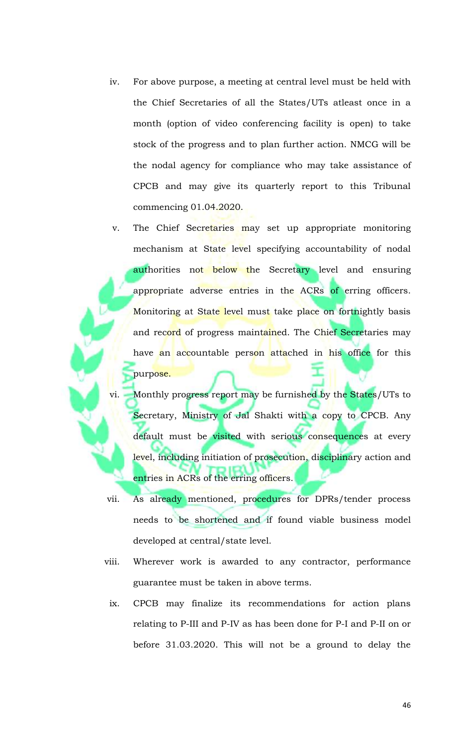iv. For above purpose, a meeting at central level must be held with the Chief Secretaries of all the States/UTs atleast once in a month (option of video conferencing facility is open) to take stock of the progress and to plan further action. NMCG will be the nodal agency for compliance who may take assistance of CPCB and may give its quarterly report to this Tribunal commencing 01.04.2020.

v. The Chief Secretaries may set up appropriate monitoring mechanism at State level specifying accountability of nodal authorities not below the Secretary level and ensuring appropriate adverse entries in the ACRs of erring officers. Monitoring at State level must take place on fortnightly basis and record of progress maintained. The Chief Secretaries may have an accountable person attached in his office for this purpose.

vi. Monthly progress report may be furnished by the States/UTs to Secretary, Ministry of Jal Shakti with a copy to CPCB. Any default must be visited with serious consequences at every level, including initiation of prosecution, disciplinary action and entries in ACRs of the erring officers.

vii. As already mentioned, procedures for DPRs/tender process needs to be shortened and if found viable business model developed at central/state level.

viii. Wherever work is awarded to any contractor, performance guarantee must be taken in above terms.

ix. CPCB may finalize its recommendations for action plans relating to P-III and P-IV as has been done for P-I and P-II on or before 31.03.2020. This will not be a ground to delay the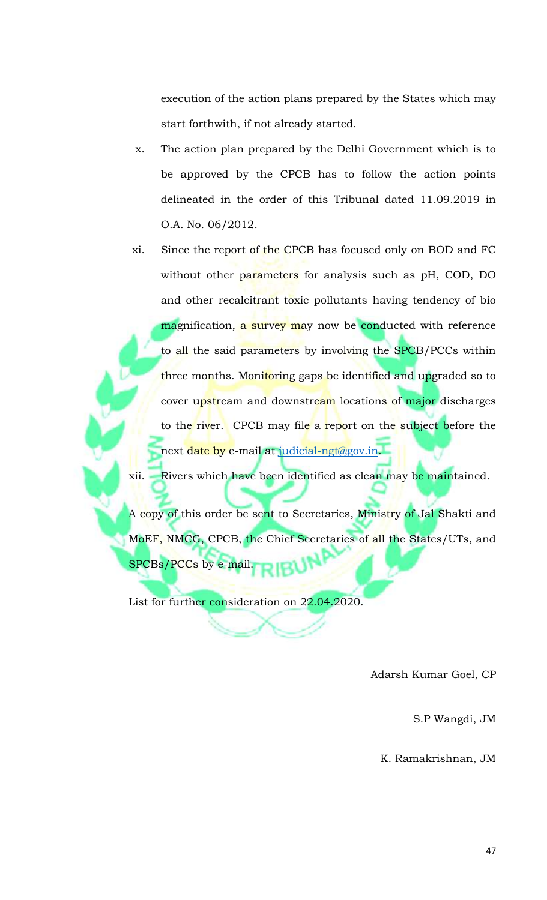execution of the action plans prepared by the States which may start forthwith, if not already started.

x. The action plan prepared by the Delhi Government which is to be approved by the CPCB has to follow the action points delineated in the order of this Tribunal dated 11.09.2019 in O.A. No. 06/2012.

xi. Since the report of the CPCB has focused only on BOD and FC without other parameters for analysis such as pH, COD, DO and other recalcitrant toxic pollutants having tendency of bio magnification, a survey may now be conducted with reference to all the said parameters by involving the SPCB/PCCs within three months. Monitoring gaps be identified and upgraded so to cover upstream and downstream locations of major discharges to the river. CPCB may file a report on the subject before the next date by e-mail at judicial-ngt@gov.in.

xii. Rivers which have been identified as clean may be maintained.

A copy of this order be sent to Secretaries, Ministry of Jal Shakti and MoEF, NMCG, CPCB, the Chief Secretaries of all the States/UTs, and SPCBs/PCCs by e-mail.

List for further consideration on 22.04.2020.

Adarsh Kumar Goel, CP

S.P Wangdi, JM

K. Ramakrishnan, JM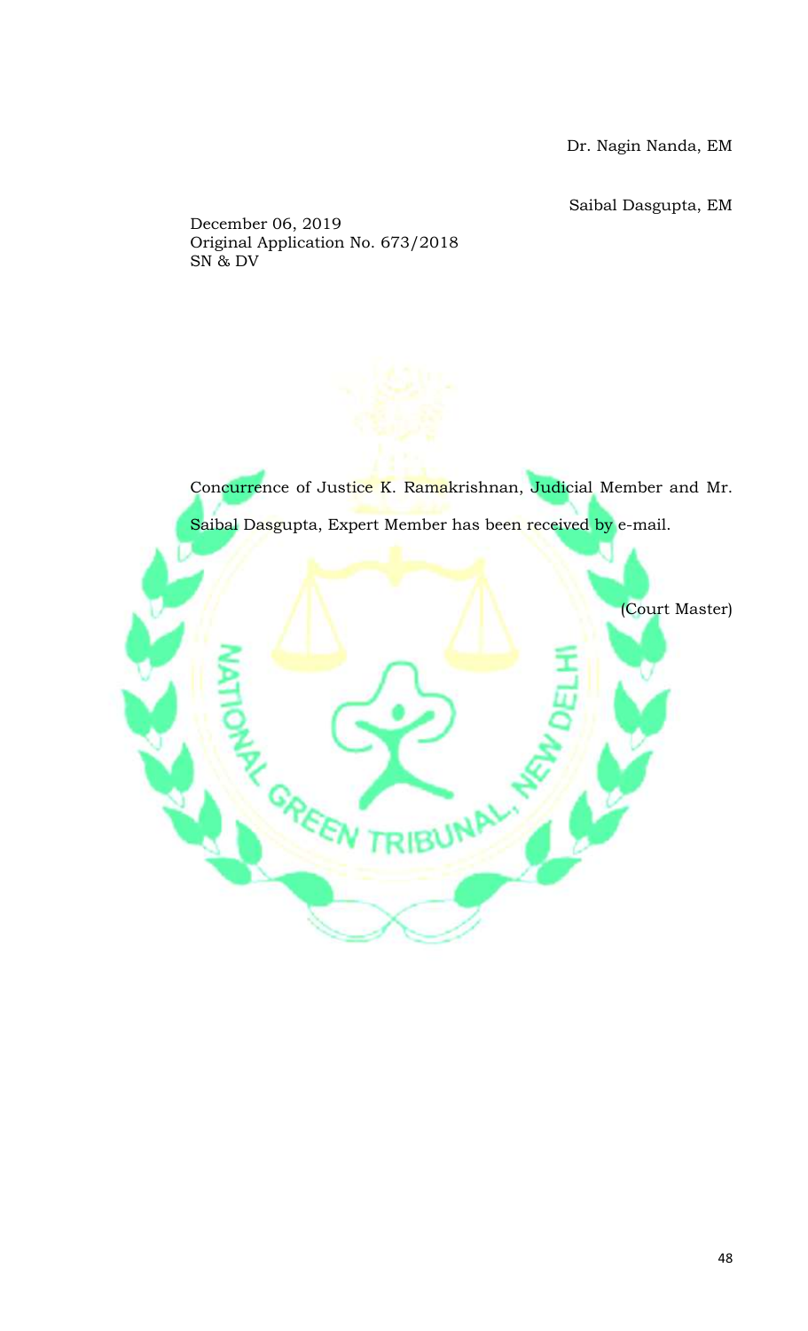Dr. Nagin Nanda, EM

Saibal Dasgupta, EM

December 06, 2019
Original Application No. 673/2018
SN & DV

Concurrence of Justice K. Ramakrishnan, Judicial Member and Mr. Saibal Dasgupta, Expert Member has been received by e-mail.

(Court Master)